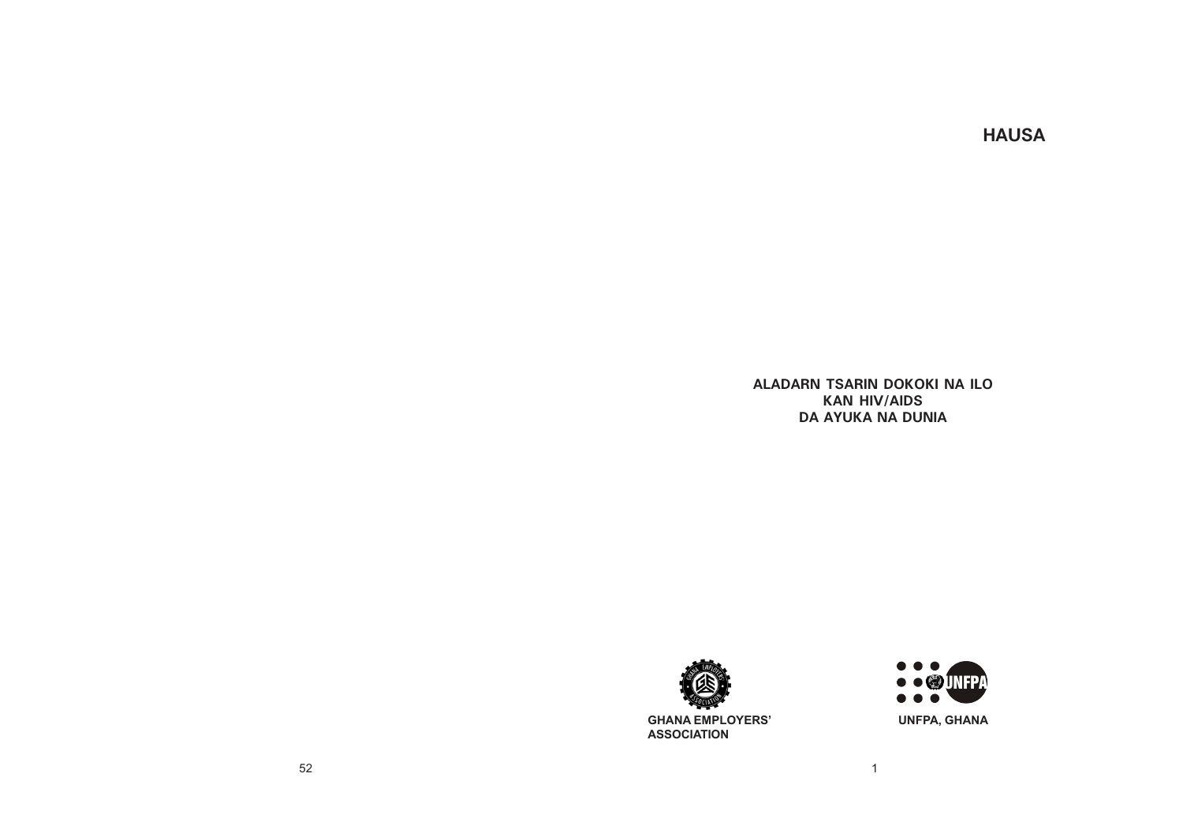**HAUSA**

# ALADARN TSARIN DOKOKI NA ILO KAN HIV/AIDS DA AYUKA NA DUNIA

**GHANA EMPLOYERS' ASSOCIATION**

**UNFPA, GHANA**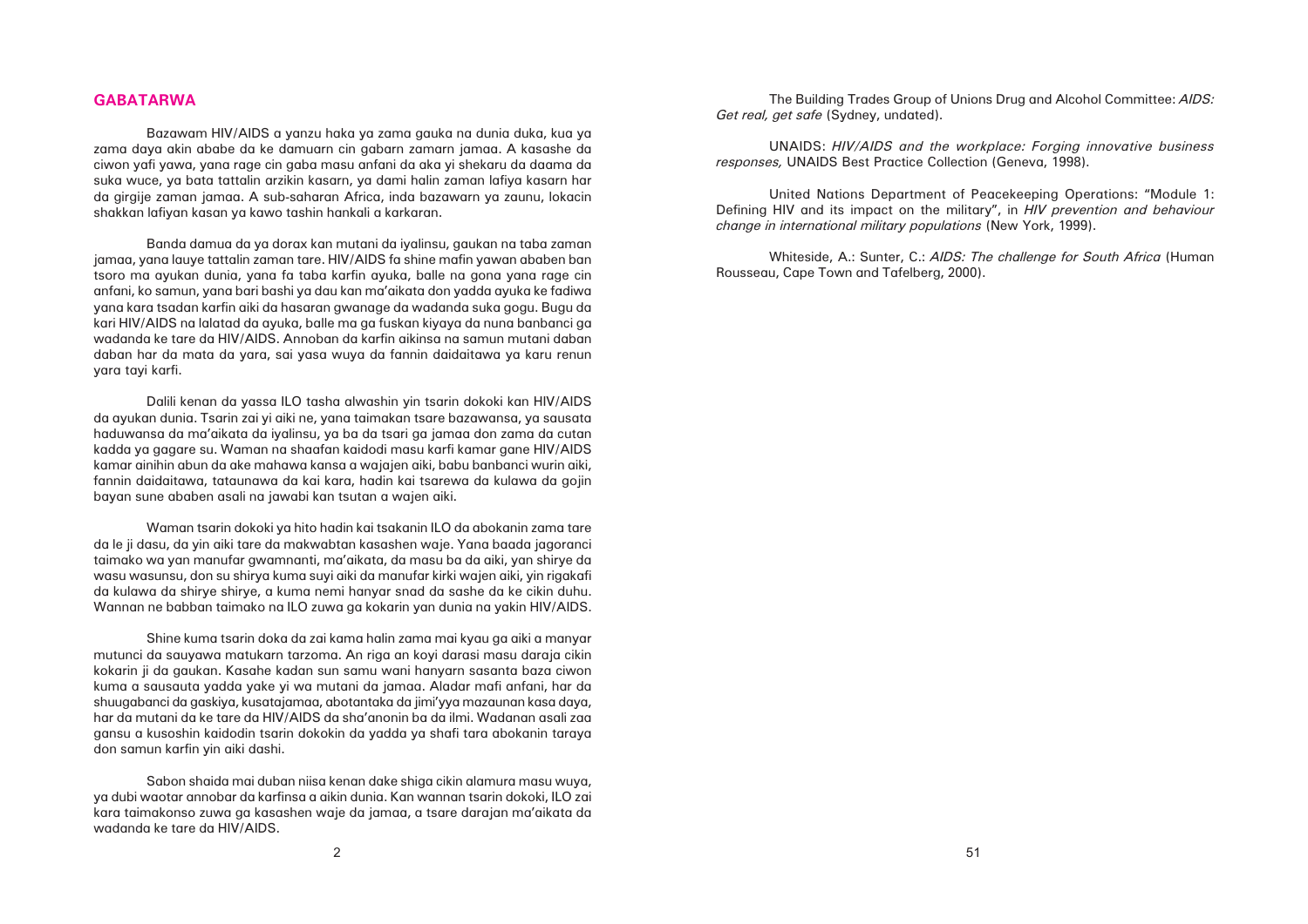## GABATARWA

Bazawam HIV/AIDS a yanzu haka ya zama gauka na dunia duka, kua ya zama daya akin ababe da ke damuarn cin gabarn zamarn jamaa. A kasashe da ciwon yafi yawa, yana rage cin gaba masu anfani da aka yi shekaru da daama da suka wuce, ya bata tattalin arzikin kasarn, ya dami halin zaman lafiya kasarn har da girgije zaman jamaa. A sub-saharan Africa, inda bazawarn ya zaunu, lokacin shakkan lafiyan kasan ya kawo tashin hankali a karkaran.

Banda damua da ya dorax kan mutani da iyalinsu, gaukan na taba zaman jamaa, yana lauye tattalin zaman tare. HIV/AIDS fa shine mafin yawan ababen ban tsoro ma ayukan dunia, yana fa taba karfin ayuka, balle na gona yana rage cin anfani, ko samun, yana bari bashi ya dau kan ma'aikata don yadda ayuka ke fadiwa yana kara tsadan karfin aiki da hasaran gwanage da wadanda suka gogu. Bugu da kari HIV/AIDS na lalatad da ayuka, balle ma ga fuskan kiyaya da nuna banbanci ga wadanda ke tare da HIV/AIDS. Annoban da karfin aikinsa na samun mutani daban daban har da mata da yara, sai yasa wuya da fannin daidaitawa ya karu renun yara tayi karfi.

Dalili kenan da yassa ILO tasha alwashin yin tsarin dokoki kan HIV/AIDS da ayukan dunia. Tsarin zai yi aiki ne, yana taimakan tsare bazawansa, ya sausata haduwansa da ma'aikata da iyalinsu, ya ba da tsari ga jamaa don zama da cutan kadda ya gagare su. Waman na shaafan kaidodi masu karfi kamar gane HIV/AIDS kamar ainihin abun da ake mahawa kansa a wajajen aiki, babu banbanci wurin aiki, fannin daidaitawa, tataunawa da kai kara, hadin kai tsarewa da kulawa da gojin bayan sune ababen asali na jawabi kan tsutan a wajen aiki.

Waman tsarin dokoki ya hito hadin kai tsakanin ILO da abokanin zama tare da le ji dasu, da yin aiki tare da makwabtan kasashen waje. Yana baada jagoranci taimako wa yan manufar gwamnanti, ma'aikata, da masu ba da aiki, yan shirye da wasu wasunsu, don su shirya kuma suyi aiki da manufar kirki wajen aiki, yin rigakafi da kulawa da shirye shirye, a kuma nemi hanyar snad da sashe da ke cikin duhu. Wannan ne babban taimako na ILO zuwa ga kokarin yan dunia na yakin HIV/AIDS.

Shine kuma tsarin doka da zai kama halin zama mai kyau ga aiki a manyar mutunci da sauyawa matukarn tarzoma. An riga an koyi darasi masu daraja cikin kokarin ji da gaukan. Kasahe kadan sun samu wani hanyarn sasanta baza ciwon kuma a sausauta yadda yake yi wa mutani da jamaa. Aladar mafi anfani, har da shuugabanci da gaskiya, kusatajamaa, abotantaka da jimi'yya mazaunan kasa daya, har da mutani da ke tare da HIV/AIDS da sha'anonin ba da ilmi. Wadanan asali zaa gansu a kusoshin kaidodin tsarin dokokin da yadda ya shafi tara abokanin taraya don samun karfin yin aiki dashi.

Sabon shaida mai duban niisa kenan dake shiga cikin alamura masu wuya, ya dubi waotar annobar da karfinsa a aikin dunia. Kan wannan tsarin dokoki, ILO zai kara taimakonso zuwa ga kasashen waje da jamaa, a tsare darajan ma'aikata da wadanda ke tare da HIV/AIDS.

The Building Trades Group of Unions Drug and Alcohol Committee: *AIDS: Get real, get safe* (Sydney, undated).

UNAIDS: *HIV/AIDS and the workplace: Forging innovative business responses,* UNAIDS Best Practice Collection (Geneva, 1998).

United Nations Department of Peacekeeping Operations: "Module 1: Defining HIV and its impact on the military", in *HIV prevention and behaviour change in international military populations* (New York, 1999).

Whiteside, A.: Sunter, C.: *AIDS: The challenge for South Africa* (Human Rousseau, Cape Town and Tafelberg, 2000).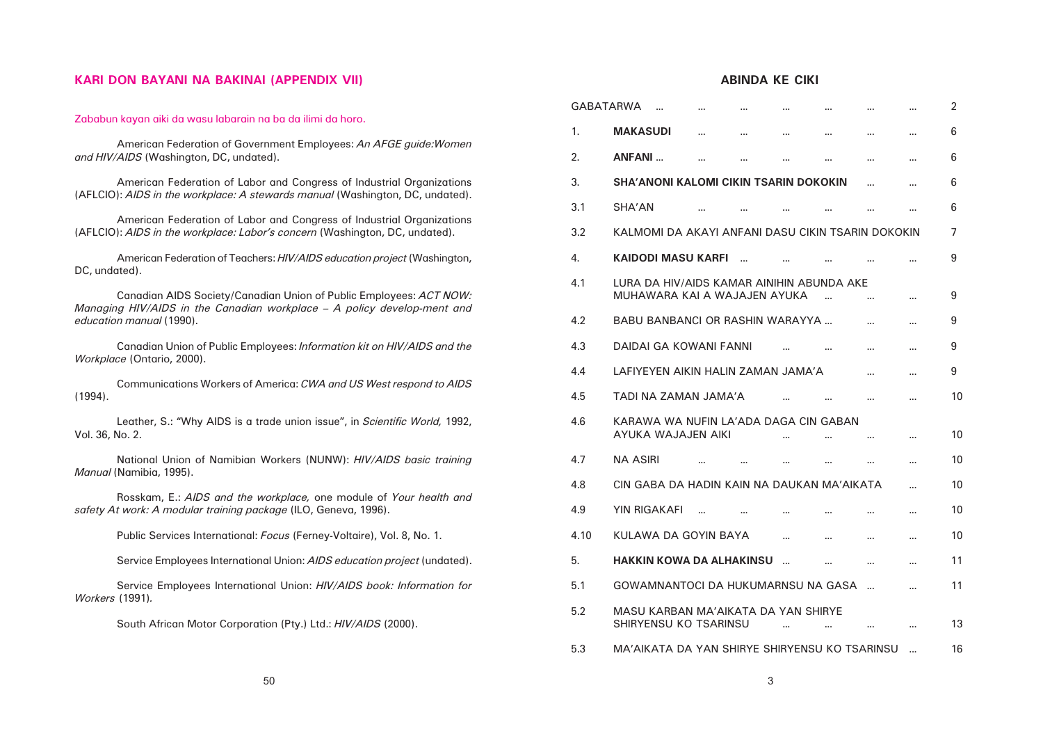## KARI DON BAYANI NA BAKINAI (APPENDIX VII)

Zababun kayan aiki da wasu labarain na ba da ilimi da horo.

American Federation of Government Employees: *An AFGE guide:Women and HIV/AIDS* (Washington, DC, undated).

American Federation of Labor and Congress of Industrial Organizations (AFLCIO): *AIDS in the workplace: A stewards manual* (Washington, DC, undated).

American Federation of Labor and Congress of Industrial Organizations (AFLCIO): *AIDS in the workplace: Labor's concern* (Washington, DC, undated).

American Federation of Teachers: *HIV/AIDS education project* (Washington, DC, undated).

Canadian AIDS Society/Canadian Union of Public Employees: *ACT NOW: Managing HIV/AIDS in the Canadian workplace – A policy develop-ment and education manual* (1990).

Canadian Union of Public Employees: *Information kit on HIV/AIDS and the Workplace* (Ontario, 2000).

Communications Workers of America: *CWA and US West respond to AIDS* (1994).

Leather, S.: "Why AIDS is a trade union issue", in *Scientific World,* 1992, Vol. 36, No. 2.

National Union of Namibian Workers (NUNW): *HIV/AIDS basic training Manual* (Namibia, 1995).

Rosskam, E.: *AIDS and the workplace,* one module of *Your health and safety At work: A modular training package* (ILO, Geneva, 1996).

Public Services International: *Focus* (Ferney-Voltaire), Vol. 8, No. 1.

Service Employees International Union: *AIDS education project* (undated).

Service Employees International Union: *HIV/AIDS book: Information for Workers* (1991).

South African Motor Corporation (Pty.) Ltd.: *HIV/AIDS* (2000).

## ABINDA KE CIKI

| | | |
|---|---|---|
| GABATARWA | | 2 |
| 1. | **MAKASUDI** | 6 |
| 2. | **ANFANI** | 6 |
| 3. | **SHA'ANONI KALOMI CIKIN TSARIN DOKOKIN** | 6 |
| 3.1 | SHA'AN | 6 |
| 3.2 | KALMOMI DA AKAYI ANFANI DASU CIKIN TSARIN DOKOKIN | 7 |
| 4. | **KAIDODI MASU KARFI** | 9 |
| 4.1 | LURA DA HIV/AIDS KAMAR AINIHIN ABUNDA AKE MUHAWARA KAI A WAJAJEN AYUKA | 9 |
| 4.2 | BABU BANBANCI OR RASHIN WARAYYA | 9 |
| 4.3 | DAIDAI GA KOWANI FANNI | 9 |
| 4.4 | LAFIYEYEN AIKIN HALIN ZAMAN JAMA'A | 9 |
| 4.5 | TADI NA ZAMAN JAMA'A | 10 |
| 4.6 | KARAWA WA NUFIN LA'ADA DAGA CIN GABAN AYUKA WAJAJEN AIKI | 10 |
| 4.7 | NA ASIRI | 10 |
| 4.8 | CIN GABA DA HADIN KAIN NA DAUKAN MA'AIKATA | 10 |
| 4.9 | YIN RIGAKAFI | 10 |
| 4.10 | KULAWA DA GOYIN BAYA | 10 |
| 5. | **HAKKIN KOWA DA ALHAKINSU** | 11 |
| 5.1 | GOWAMNANTOCI DA HUKUMARNSU NA GASA | 11 |
| 5.2 | MASU KARBAN MA'AIKATA DA YAN SHIRYE SHIRYENSU KO TSARINSU | 13 |
| 5.3 | MA'AIKATA DA YAN SHIRYE SHIRYENSU KO TSARINSU | 16 |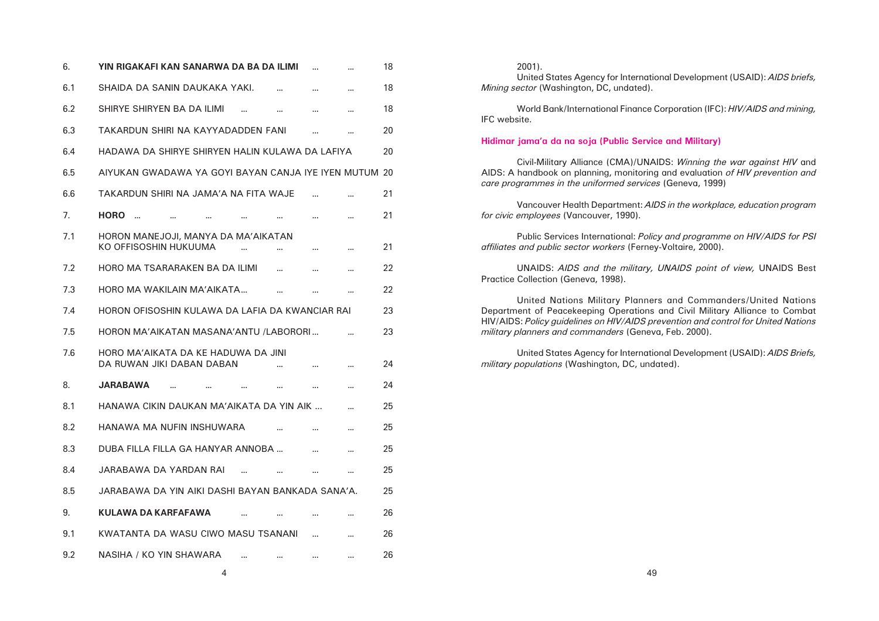| | | |
|---|---|---|
| 6. | **YIN RIGAKAFI KAN SANARWA DA BA DA ILIMI** ... ... | 18 |
| 6.1 | SHAIDA DA SANIN DAUKAKA YAKI. ... ... ... | 18 |
| 6.2 | SHIRYE SHIRYEN BA DA ILIMI ... ... ... ... | 18 |
| 6.3 | TAKARDUN SHIRI NA KAYYADADDEN FANI ... ... | 20 |
| 6.4 | HADAWA DA SHIRYE SHIRYEN HALIN KULAWA DA LAFIYA | 20 |
| 6.5 | AIYUKAN GWADAWA YA GOYI BAYAN CANJA IYE IYEN MUTUM | 20 |
| 6.6 | TAKARDUN SHIRI NA JAMA'A NA FITA WAJE ... ... | 21 |
| 7. | **HORO** ... ... ... ... ... ... ... | 21 |
| 7.1 | HORON MANEJOJI, MANYA DA MA'AIKATAN KO OFFISOSHIN HUKUUMA ... ... ... ... | 21 |
| 7.2 | HORO MA TSARARAKEN BA DA ILIMI ... ... ... | 22 |
| 7.3 | HORO MA WAKILAIN MA'AIKATA... ... ... ... | 22 |
| 7.4 | HORON OFISOSHIN KULAWA DA LAFIA DA KWANCIAR RAI | 23 |
| 7.5 | HORON MA'AIKATAN MASANA'ANTU /LABORORI... ... | 23 |
| 7.6 | HORO MA'AIKATA DA KE HADUWA DA JINI DA RUWAN JIKI DABAN DABAN ... ... ... | 24 |
| 8. | **JARABAWA** ... ... ... ... ... ... | 24 |
| 8.1 | HANAWA CIKIN DAUKAN MA'AIKATA DA YIN AIK ... ... | 25 |
| 8.2 | HANAWA MA NUFIN INSHUWARA ... ... ... | 25 |
| 8.3 | DUBA FILLA FILLA GA HANYAR ANNOBA ... ... ... | 25 |
| 8.4 | JARABAWA DA YARDAN RAI ... ... ... ... | 25 |
| 8.5 | JARABAWA DA YIN AIKI DASHI BAYAN BANKADA SANA'A. | 25 |
| 9. | **KULAWA DA KARFAFAWA** ... ... ... ... | 26 |
| 9.1 | KWATANTA DA WASU CIWO MASU TSANANI ... ... | 26 |
| 9.2 | NASIHA / KO YIN SHAWARA ... ... ... ... | 26 |

2001).

United States Agency for International Development (USAID): *AIDS briefs, Mining sector* (Washington, DC, undated).

World Bank/International Finance Corporation (IFC): *HIV/AIDS and mining,* IFC website.

**Hidimar jama'a da na soja (Public Service and Military)**

Civil-Military Alliance (CMA)/UNAIDS: *Winning the war against HIV* and AIDS: A handbook on planning, monitoring and evaluation *of HIV prevention and care programmes in the uniformed services* (Geneva, 1999)

Vancouver Health Department: *AIDS in the workplace, education program for civic employees* (Vancouver, 1990).

Public Services International: *Policy and programme on HIV/AIDS for PSI affiliates and public sector workers* (Ferney-Voltaire, 2000).

UNAIDS: *AIDS and the military, UNAIDS point of view,* UNAIDS Best Practice Collection (Geneva, 1998).

United Nations Military Planners and Commanders/United Nations Department of Peacekeeping Operations and Civil Military Alliance to Combat HIV/AIDS: *Policy guidelines on HIV/AIDS prevention and control for United Nations military planners and commanders* (Geneva, Feb. 2000).

United States Agency for International Development (USAID): *AIDS Briefs, military populations* (Washington, DC, undated).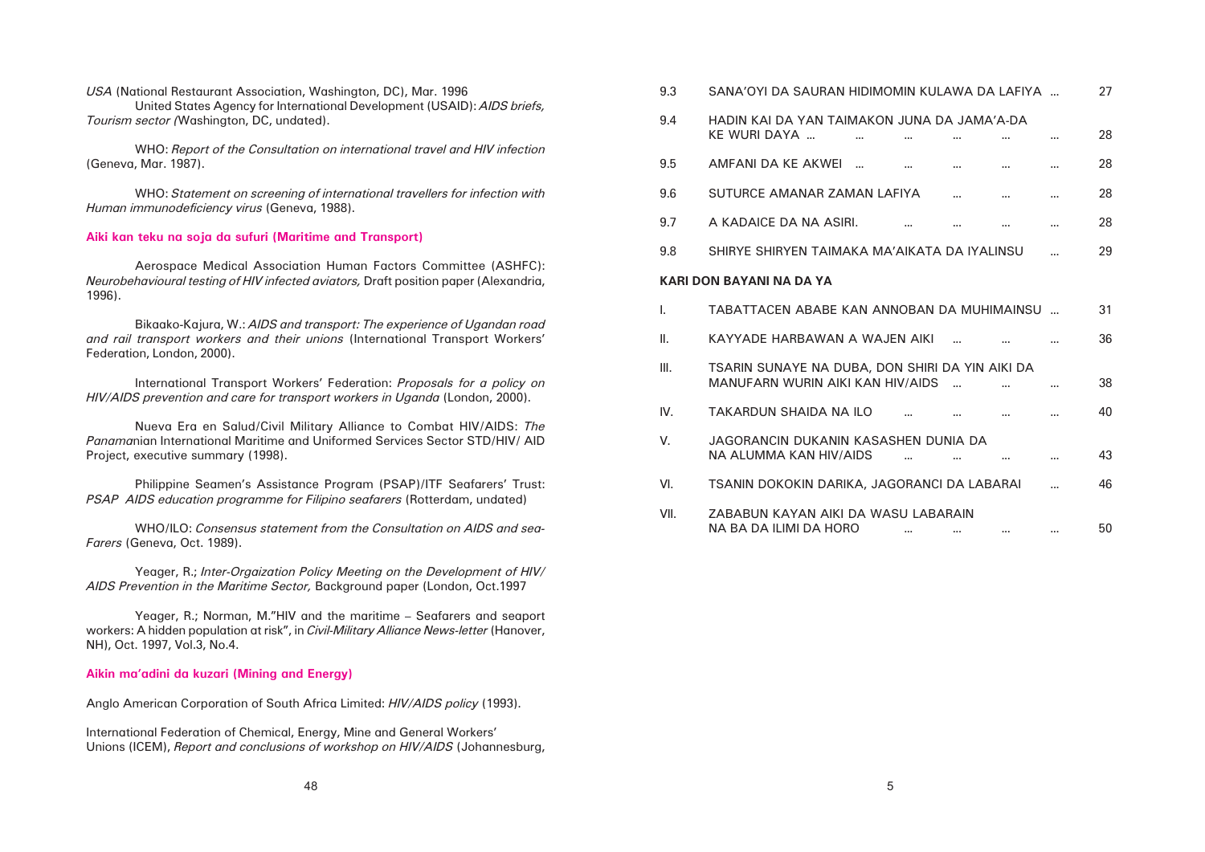*USA* (National Restaurant Association, Washington, DC), Mar. 1996

United States Agency for International Development (USAID): *AIDS briefs, Tourism sector (*Washington, DC, undated).

WHO: *Report of the Consultation on international travel and HIV infection* (Geneva, Mar. 1987).

WHO: *Statement on screening of international travellers for infection with Human immunodeficiency virus* (Geneva, 1988).

**Aiki kan teku na soja da sufuri (Maritime and Transport)**

Aerospace Medical Association Human Factors Committee (ASHFC): *Neurobehavioural testing of HIV infected aviators,* Draft position paper (Alexandria, 1996).

Bikaako-Kajura, W.: *AIDS and transport: The experience of Ugandan road and rail transport workers and their unions* (International Transport Workers' Federation, London, 2000).

International Transport Workers' Federation: *Proposals for a policy on HIV/AIDS prevention and care for transport workers in Uganda* (London, 2000).

Nueva Era en Salud/Civil Military Alliance to Combat HIV/AIDS: *The Panama*nian International Maritime and Uniformed Services Sector STD/HIV/ AID Project, executive summary (1998).

Philippine Seamen's Assistance Program (PSAP)/ITF Seafarers' Trust: *PSAP AIDS education programme for Filipino seafarers* (Rotterdam, undated)

WHO/ILO: *Consensus statement from the Consultation on AIDS and sea-Farers* (Geneva, Oct. 1989).

Yeager, R.; *Inter-Orgaization Policy Meeting on the Development of HIV/ AIDS Prevention in the Maritime Sector,* Background paper (London, Oct.1997

Yeager, R.; Norman, M."HIV and the maritime – Seafarers and seaport workers: A hidden population at risk", in *Civil-Military Alliance News-letter* (Hanover, NH), Oct. 1997, Vol.3, No.4.

**Aikin ma'adini da kuzari (Mining and Energy)**

Anglo American Corporation of South Africa Limited: *HIV/AIDS policy* (1993).

International Federation of Chemical, Energy, Mine and General Workers' Unions (ICEM), *Report and conclusions of workshop on HIV/AIDS* (Johannesburg,

| | | |
|---|---|---|
| 9.3 | SANA'OYI DA SAURAN HIDIMOMIN KULAWA DA LAFIYA ... | 27 |
| 9.4 | HADIN KAI DA YAN TAIMAKON JUNA DA JAMA'A-DA KE WURI DAYA ... ... ... ... ... ... | 28 |
| 9.5 | AMFANI DA KE AKWEI ... ... ... ... ... | 28 |
| 9.6 | SUTURCE AMANAR ZAMAN LAFIYA ... ... ... | 28 |
| 9.7 | A KADAICE DA NA ASIRI. ... ... ... ... | 28 |
| 9.8 | SHIRYE SHIRYEN TAIMAKA MA'AIKATA DA IYALINSU ... | 29 |

**KARI DON BAYANI NA DA YA**

| | | |
|---|---|---|
| I. | TABATTACEN ABABE KAN ANNOBAN DA MUHIMAINSU ... | 31 |
| II. | KAYYADE HARBAWAN A WAJEN AIKI ... ... ... | 36 |
| III. | TSARIN SUNAYE NA DUBA, DON SHIRI DA YIN AIKI DA MANUFARN WURIN AIKI KAN HIV/AIDS ... ... ... | 38 |
| IV. | TAKARDUN SHAIDA NA ILO ... ... ... ... | 40 |
| V. | JAGORANCIN DUKANIN KASASHEN DUNIA DA NA ALUMMA KAN HIV/AIDS ... ... ... ... | 43 |
| VI. | TSANIN DOKOKIN DARIKA, JAGORANCI DA LABARAI ... | 46 |
| VII. | ZABABUN KAYAN AIKI DA WASU LABARAIN NA BA DA ILIMI DA HORO ... ... ... ... | 50 |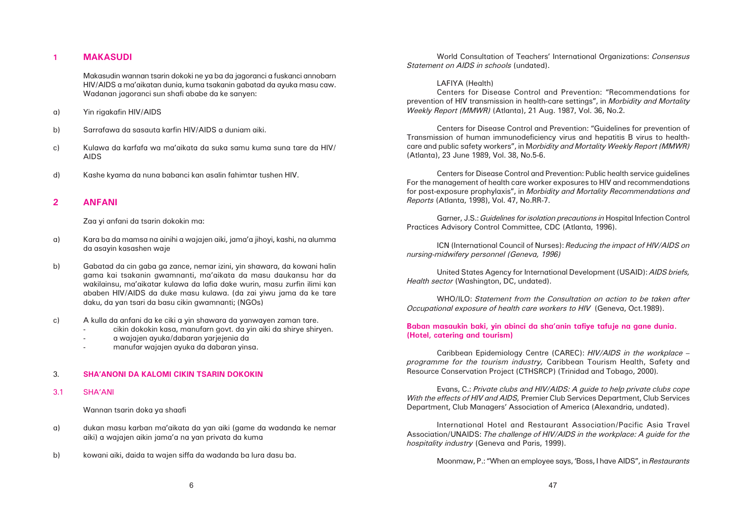## 1 MAKASUDI

Makasudin wannan tsarin dokoki ne ya ba da jagoranci a fuskanci annobarn HIV/AIDS a ma'aikatan dunia, kuma tsakanin gabatad da ayuka masu caw. Wadanan jagoranci sun shafi ababe da ke sanyen:

a) Yin rigakafin HIV/AIDS

b) Sarrafawa da sasauta karfin HIV/AIDS a duniam aiki.

c) Kulawa da karfafa wa ma'aikata da suka samu kuma suna tare da HIV/ AIDS

d) Kashe kyama da nuna babanci kan asalin fahimtar tushen HIV.

## 2 ANFANI

Zaa yi anfani da tsarin dokokin ma:

a) Kara ba da mamsa na ainihi a wajajen aiki, jama'a jihoyi, kashi, na alumma da asayin kasashen waje

b) Gabatad da cin gaba ga zance, nemar izini, yin shawara, da kowani halin gama kai tsakanin gwamnanti, ma'aikata da masu daukansu har da wakilainsu, ma'aikatar kulawa da lafia dake wurin, masu zurfin ilimi kan ababen HIV/AIDS da duke masu kulawa. (da zai yiwu jama da ke tare daku, da yan tsari da basu cikin gwamnanti; (NGOs)

c) A kulla da anfani da ke ciki a yin shawara da yanwayen zaman tare.
   - cikin dokokin kasa, manufarn govt. da yin aiki da shirye shiryen.
   - a wajajen ayuka/dabaran yarjejenia da
   - manufar wajajen ayuka da dabaran yinsa.

## 3. SHA'ANONI DA KALOMI CIKIN TSARIN DOKOKIN

### 3.1 SHA'ANI

Wannan tsarin doka ya shaafi

a) dukan masu karban ma'aikata da yan aiki (game da wadanda ke nemar aiki) a wajajen aikin jama'a na yan privata da kuma

b) kowani aiki, daida ta wajen siffa da wadanda ba lura dasu ba.

World Consultation of Teachers' International Organizations: *Consensus Statement on AIDS in schools* (undated).

LAFIYA (Health)

Centers for Disease Control and Prevention: "Recommendations for prevention of HIV transmission in health-care settings", in *Morbidity and Mortality Weekly Report (MMWR)* (Atlanta), 21 Aug. 1987, Vol. 36, No.2.

Centers for Disease Control and Prevention: "Guidelines for prevention of Transmission of human immunodeficiency virus and hepatitis B virus to health-care and public safety workers", in *Morbidity and Mortality Weekly Report (MMWR)* (Atlanta), 23 June 1989, Vol. 38, No.5-6.

Centers for Disease Control and Prevention: Public health service guidelines For the management of health care worker exposures to HIV and recommendations for post-exposure prophylaxis", in *Morbidity and Mortality Recommendations and Reports* (Atlanta, 1998), Vol. 47, No.RR-7.

Garner, J.S.: *Guidelines for isolation precautions in* Hospital Infection Control Practices Advisory Control Committee, CDC (Atlanta, 1996).

ICN (International Council of Nurses): *Reducing the impact of HIV/AIDS on nursing-midwifery personnel (Geneva, 1996)*

United States Agency for International Development (USAID): *AIDS briefs, Health sector* (Washington, DC, undated).

WHO/ILO: *Statement from the Consultation on action to be taken after Occupational exposure of health care workers to HIV* (Geneva, Oct.1989).

**Baban masaukin baki, yin abinci da sha'anin tafiye tafuje na gane dunia. (Hotel, catering and tourism)**

Caribbean Epidemiology Centre (CAREC): *HIV/AIDS in the workplace – programme for the tourism industry,* Caribbean Tourism Health, Safety and Resource Conservation Project (CTHSRCP) (Trinidad and Tobago, 2000).

Evans, C.: *Private clubs and HIV/AIDS: A guide to help private clubs cope With the effects of HIV and AIDS,* Premier Club Services Department, Club Services Department, Club Managers' Association of America (Alexandria, undated).

International Hotel and Restaurant Association/Pacific Asia Travel Association/UNAIDS: *The challenge of HIV/AIDS in the workplace: A guide for the hospitality industry* (Geneva and Paris, 1999).

Moonmaw, P.: "When an employee says, 'Boss, I have AIDS", in *Restaurants*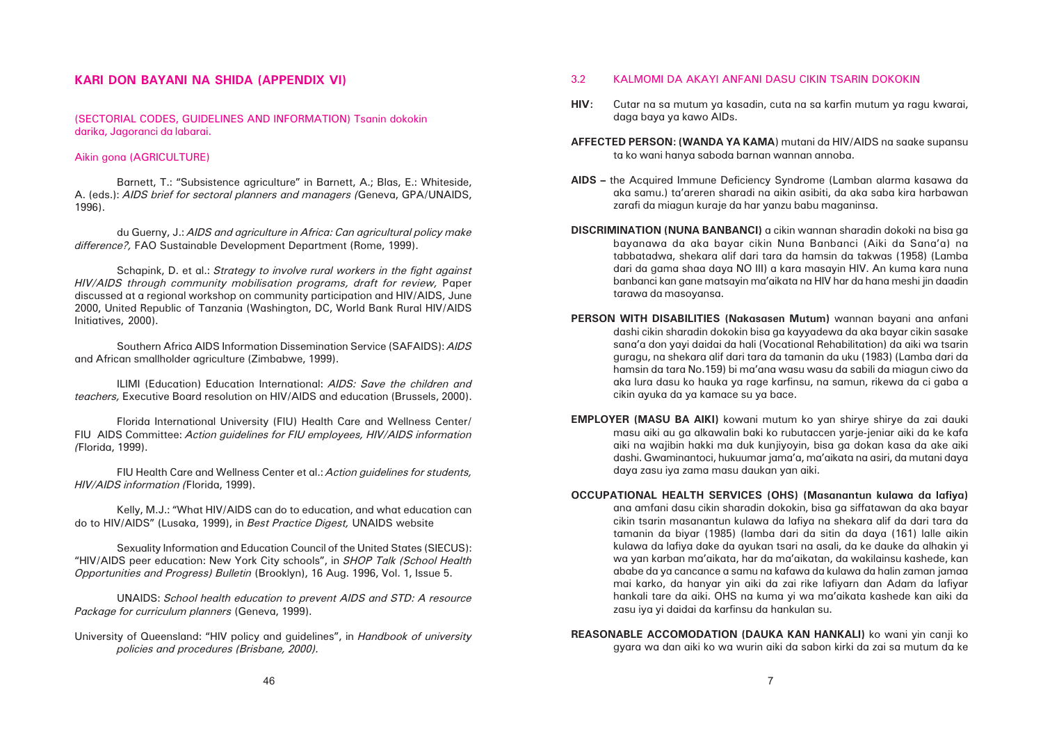## KARI DON BAYANI NA SHIDA (APPENDIX VI)

(SECTORIAL CODES, GUIDELINES AND INFORMATION) Tsanin dokokin darika, Jagoranci da labarai.

### Aikin gona (AGRICULTURE)

Barnett, T.: "Subsistence agriculture" in Barnett, A.; Blas, E.: Whiteside, A. (eds.): *AIDS brief for sectoral planners and managers (*Geneva, GPA/UNAIDS, 1996).

du Guerny, J.: *AIDS and agriculture in Africa: Can agricultural policy make difference?,* FAO Sustainable Development Department (Rome, 1999).

Schapink, D. et al.: *Strategy to involve rural workers in the fight against HIV/AIDS through community mobilisation programs, draft for review,* Paper discussed at a regional workshop on community participation and HIV/AIDS, June 2000, United Republic of Tanzania (Washington, DC, World Bank Rural HIV/AIDS Initiatives, 2000).

Southern Africa AIDS Information Dissemination Service (SAFAIDS): *AIDS* and African smallholder agriculture (Zimbabwe, 1999).

ILIMI (Education) Education International: *AIDS: Save the children and teachers,* Executive Board resolution on HIV/AIDS and education (Brussels, 2000).

Florida International University (FIU) Health Care and Wellness Center/ FIU AIDS Committee: *Action guidelines for FIU employees, HIV/AIDS information (*Florida, 1999).

FIU Health Care and Wellness Center et al.: *Action guidelines for students, HIV/AIDS information (*Florida, 1999).

Kelly, M.J.: "What HIV/AIDS can do to education, and what education can do to HIV/AIDS" (Lusaka, 1999), in *Best Practice Digest,* UNAIDS website

Sexuality Information and Education Council of the United States (SIECUS): "HIV/AIDS peer education: New York City schools", in *SHOP Talk (School Health Opportunities and Progress) Bulletin* (Brooklyn), 16 Aug. 1996, Vol. 1, Issue 5.

UNAIDS: *School health education to prevent AIDS and STD: A resource Package for curriculum planners* (Geneva, 1999).

University of Queensland: "HIV policy and guidelines", in *Handbook of university policies and procedures (Brisbane, 2000).*

### 3.2 KALMOMI DA AKAYI ANFANI DASU CIKIN TSARIN DOKOKIN

**HIV:** Cutar na sa mutum ya kasadin, cuta na sa karfin mutum ya ragu kwarai, daga baya ya kawo AIDs.

**AFFECTED PERSON: (WANDA YA KAMA**) mutani da HIV/AIDS na saake supansu ta ko wani hanya saboda barnan wannan annoba.

**AIDS –** the Acquired Immune Deficiency Syndrome (Lamban alarma kasawa da aka samu.) ta'areren sharadi na aikin asibiti, da aka saba kira harbawan zarafi da miagun kuraje da har yanzu babu maganinsa.

**DISCRIMINATION (NUNA BANBANCI)** a cikin wannan sharadin dokoki na bisa ga bayanawa da aka bayar cikin Nuna Banbanci (Aiki da Sana'a) na tabbatadwa, shekara alif dari tara da hamsin da takwas (1958) (Lamba dari da gama shaa daya NO III) a kara masayin HIV. An kuma kara nuna banbanci kan gane matsayin ma'aikata na HIV har da hana meshi jin daadin tarawa da masoyansa.

**PERSON WITH DISABILITIES (Nakasasen Mutum)** wannan bayani ana anfani dashi cikin sharadin dokokin bisa ga kayyadewa da aka bayar cikin sasake sana'a don yayi daidai da hali (Vocational Rehabilitation) da aiki wa tsarin guragu, na shekara alif dari tara da tamanin da uku (1983) (Lamba dari da hamsin da tara No.159) bi ma'ana wasu wasu da sabili da miagun ciwo da aka lura dasu ko hauka ya rage karfinsu, na samun, rikewa da ci gaba a cikin ayuka da ya kamace su ya bace.

**EMPLOYER (MASU BA AIKI)** kowani mutum ko yan shirye shirye da zai dauki masu aiki au ga alkawalin baki ko rubutaccen yarje-jeniar aiki da ke kafa aiki na wajibin hakki ma duk kunjiyoyin, bisa ga dokan kasa da ake aiki dashi. Gwaminantoci, hukuumar jama'a, ma'aikata na asiri, da mutani daya daya zasu iya zama masu daukan yan aiki.

**OCCUPATIONAL HEALTH SERVICES (OHS) (Masanantun kulawa da lafiya)** ana amfani dasu cikin sharadin dokokin, bisa ga siffatawan da aka bayar cikin tsarin masanantun kulawa da lafiya na shekara alif da dari tara da tamanin da biyar (1985) (lamba dari da sitin da daya (161) lalle aikin kulawa da lafiya dake da ayukan tsari na asali, da ke dauke da alhakin yi wa yan karban ma'aikata, har da ma'aikatan, da wakilainsu kashede, kan ababe da ya cancance a samu na kafawa da kulawa da halin zaman jamaa mai karko, da hanyar yin aiki da zai rike lafiyarn dan Adam da lafiyar hankali tare da aiki. OHS na kuma yi wa ma'aikata kashede kan aiki da zasu iya yi daidai da karfinsu da hankulan su.

**REASONABLE ACCOMODATION (DAUKA KAN HANKALI)** ko wani yin canji ko gyara wa dan aiki ko wa wurin aiki da sabon kirki da zai sa mutum da ke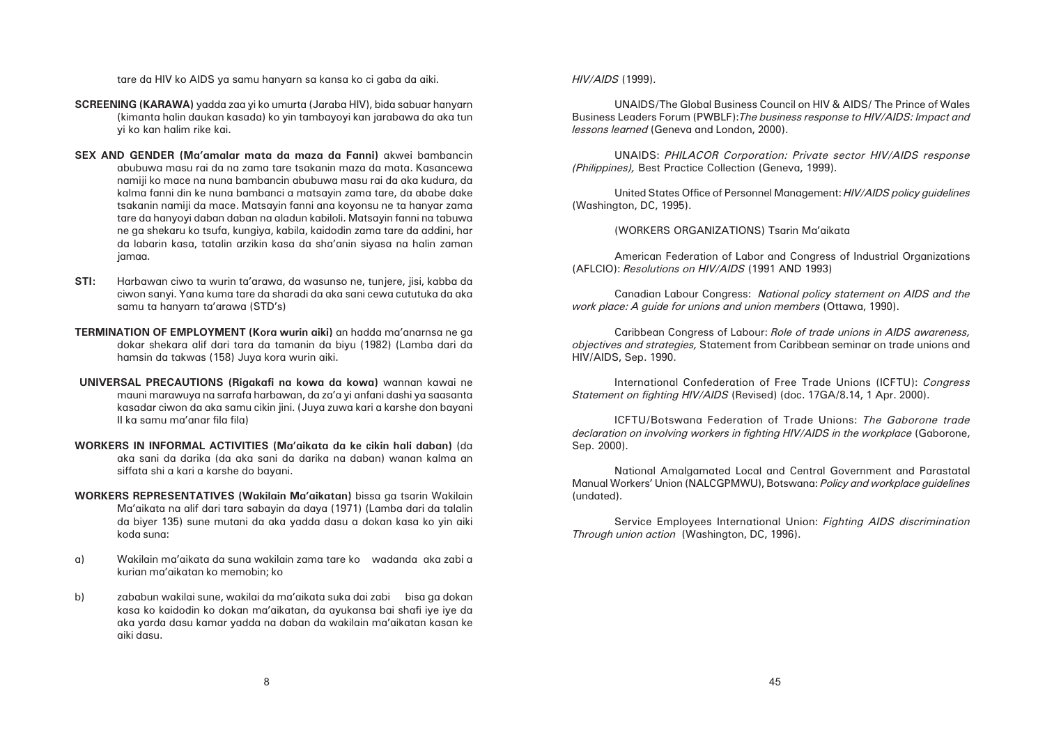tare da HIV ko AIDS ya samu hanyarn sa kansa ko ci gaba da aiki.

**SCREENING (KARAWA)** yadda zaa yi ko umurta (Jaraba HIV), bida sabuar hanyarn (kimanta halin daukan kasada) ko yin tambayoyi kan jarabawa da aka tun yi ko kan halim rike kai.

**SEX AND GENDER (Ma'amalar mata da maza da Fanni)** akwei bambancin abubuwa masu rai da na zama tare tsakanin maza da mata. Kasancewa namiji ko mace na nuna bambancin abubuwa masu rai da aka kudura, da kalma fanni din ke nuna bambanci a matsayin zama tare, da ababe dake tsakanin namiji da mace. Matsayin fanni ana koyonsu ne ta hanyar zama tare da hanyoyi daban daban na aladun kabiloli. Matsayin fanni na tabuwa ne ga shekaru ko tsufa, kungiya, kabila, kaidodin zama tare da addini, har da labarin kasa, tatalin arzikin kasa da sha'anin siyasa na halin zaman jamaa.

**STI:** Harbawan ciwo ta wurin ta'arawa, da wasunso ne, tunjere, jisi, kabba da ciwon sanyi. Yana kuma tare da sharadi da aka sani cewa cututuka da aka samu ta hanyarn ta'arawa (STD's)

**TERMINATION OF EMPLOYMENT (Kora wurin aiki)** an hadda ma'anarnsa ne ga dokar shekara alif dari tara da tamanin da biyu (1982) (Lamba dari da hamsin da takwas (158) Juya kora wurin aiki.

**UNIVERSAL PRECAUTIONS (Rigakafi na kowa da kowa)** wannan kawai ne mauni marawuya na sarrafa harbawan, da za'a yi anfani dashi ya saasanta kasadar ciwon da aka samu cikin jini. (Juya zuwa kari a karshe don bayani II ka samu ma'anar fila fila)

**WORKERS IN INFORMAL ACTIVITIES (Ma'aikata da ke cikin hali daban)** (da aka sani da darika (da aka sani da darika na daban) wanan kalma an siffata shi a kari a karshe do bayani.

**WORKERS REPRESENTATIVES (Wakilain Ma'aikatan)** bissa ga tsarin Wakilain Ma'aikata na alif dari tara sabayin da daya (1971) (Lamba dari da talalin da biyer 135) sune mutani da aka yadda dasu a dokan kasa ko yin aiki koda suna:

a) Wakilain ma'aikata da suna wakilain zama tare ko wadanda aka zabi a kurian ma'aikatan ko memobin; ko

b) zababun wakilai sune, wakilai da ma'aikata suka dai zabi bisa ga dokan kasa ko kaidodin ko dokan ma'aikatan, da ayukansa bai shafi iye iye da aka yarda dasu kamar yadda na daban da wakilain ma'aikatan kasan ke aiki dasu.

*HIV/AIDS* (1999).

UNAIDS/The Global Business Council on HIV & AIDS/ The Prince of Wales Business Leaders Forum (PWBLF):*The business response to HIV/AIDS: Impact and lessons learned* (Geneva and London, 2000).

UNAIDS: *PHILACOR Corporation: Private sector HIV/AIDS response (Philippines),* Best Practice Collection (Geneva, 1999).

United States Office of Personnel Management: *HIV/AIDS policy guidelines* (Washington, DC, 1995).

(WORKERS ORGANIZATIONS) Tsarin Ma'aikata

American Federation of Labor and Congress of Industrial Organizations (AFLCIO): *Resolutions on HIV/AIDS* (1991 AND 1993)

Canadian Labour Congress: *National policy statement on AIDS and the work place: A guide for unions and union members* (Ottawa, 1990).

Caribbean Congress of Labour: *Role of trade unions in AIDS awareness, objectives and strategies,* Statement from Caribbean seminar on trade unions and HIV/AIDS, Sep. 1990.

International Confederation of Free Trade Unions (ICFTU): *Congress Statement on fighting HIV/AIDS* (Revised) (doc. 17GA/8.14, 1 Apr. 2000).

ICFTU/Botswana Federation of Trade Unions: *The Gaborone trade declaration on involving workers in fighting HIV/AIDS in the workplace* (Gaborone, Sep. 2000).

National Amalgamated Local and Central Government and Parastatal Manual Workers' Union (NALCGPMWU), Botswana: *Policy and workplace guidelines* (undated).

Service Employees International Union: *Fighting AIDS discrimination Through union action* (Washington, DC, 1996).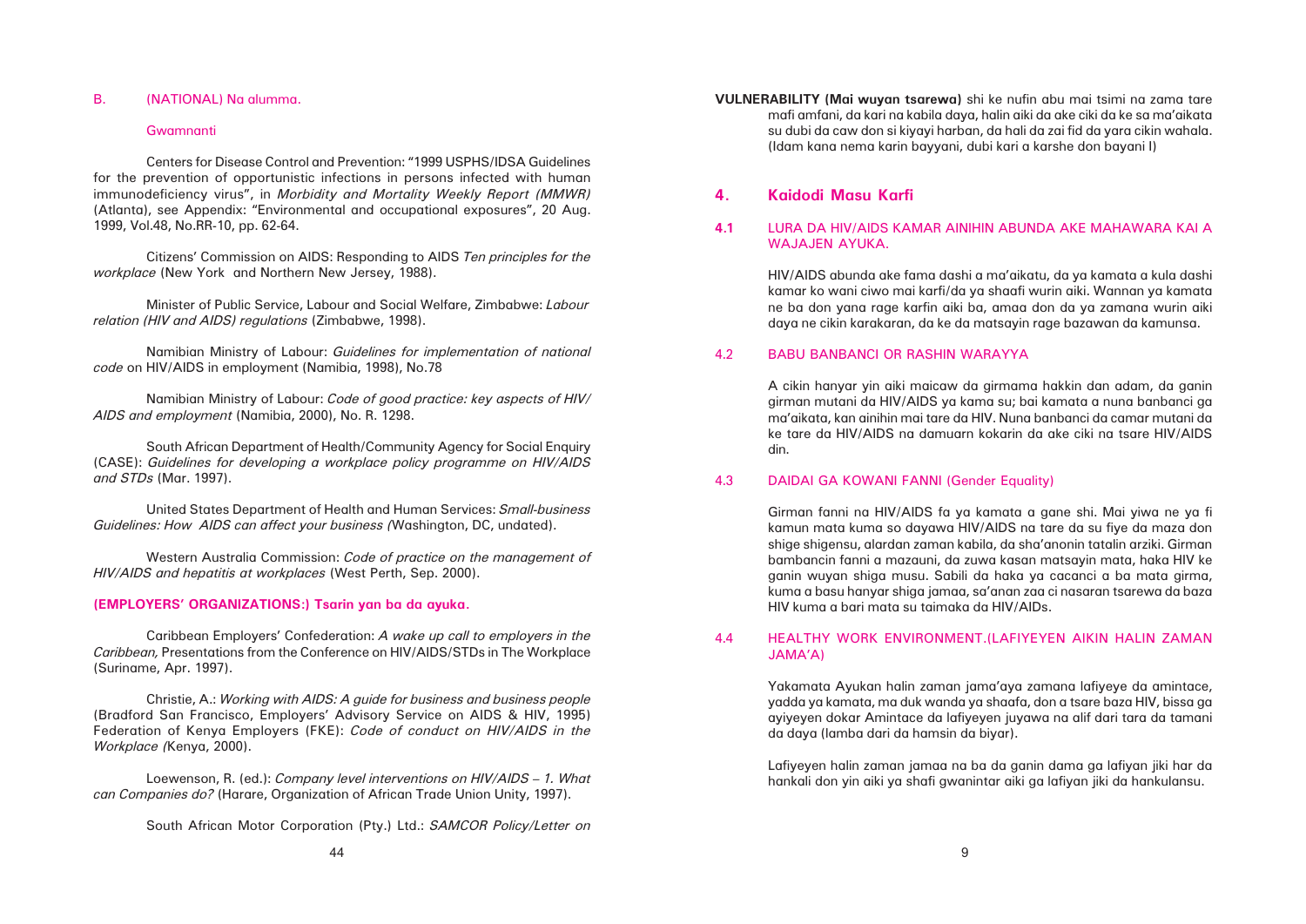## B. (NATIONAL) Na alumma.

### Gwamnanti

Centers for Disease Control and Prevention: "1999 USPHS/IDSA Guidelines for the prevention of opportunistic infections in persons infected with human immunodeficiency virus", in *Morbidity and Mortality Weekly Report (MMWR)* (Atlanta), see Appendix: "Environmental and occupational exposures", 20 Aug. 1999, Vol.48, No.RR-10, pp. 62-64.

Citizens' Commission on AIDS: Responding to AIDS *Ten principles for the workplace* (New York and Northern New Jersey, 1988).

Minister of Public Service, Labour and Social Welfare, Zimbabwe: *Labour relation (HIV and AIDS) regulations* (Zimbabwe, 1998).

Namibian Ministry of Labour: *Guidelines for implementation of national code* on HIV/AIDS in employment (Namibia, 1998), No.78

Namibian Ministry of Labour: *Code of good practice: key aspects of HIV/ AIDS and employment* (Namibia, 2000), No. R. 1298.

South African Department of Health/Community Agency for Social Enquiry (CASE): *Guidelines for developing a workplace policy programme on HIV/AIDS and STDs* (Mar. 1997).

United States Department of Health and Human Services: *Small-business Guidelines: How AIDS can affect your business (*Washington, DC, undated).

Western Australia Commission: *Code of practice on the management of HIV/AIDS and hepatitis at workplaces* (West Perth, Sep. 2000).

### (EMPLOYERS' ORGANIZATIONS:) Tsarin yan ba da ayuka.

Caribbean Employers' Confederation: *A wake up call to employers in the Caribbean,* Presentations from the Conference on HIV/AIDS/STDs in The Workplace (Suriname, Apr. 1997).

Christie, A.: *Working with AIDS: A guide for business and business people* (Bradford San Francisco, Employers' Advisory Service on AIDS & HIV, 1995) Federation of Kenya Employers (FKE): *Code of conduct on HIV/AIDS in the Workplace (*Kenya, 2000).

Loewenson, R. (ed.): *Company level interventions on HIV/AIDS – 1. What can Companies do?* (Harare, Organization of African Trade Union Unity, 1997).

South African Motor Corporation (Pty.) Ltd.: *SAMCOR Policy/Letter on*

**VULNERABILITY (Mai wuyan tsarewa)** shi ke nufin abu mai tsimi na zama tare mafi amfani, da kari na kabila daya, halin aiki da ake ciki da ke sa ma'aikata su dubi da caw don si kiyayi harban, da hali da zai fid da yara cikin wahala. (Idam kana nema karin bayyani, dubi kari a karshe don bayani I)

## 4. Kaidodi Masu Karfi

### 4.1 LURA DA HIV/AIDS KAMAR AINIHIN ABUNDA AKE MAHAWARA KAI A WAJAJEN AYUKA.

HIV/AIDS abunda ake fama dashi a ma'aikatu, da ya kamata a kula dashi kamar ko wani ciwo mai karfi/da ya shaafi wurin aiki. Wannan ya kamata ne ba don yana rage karfin aiki ba, amaa don da ya zamana wurin aiki daya ne cikin karakaran, da ke da matsayin rage bazawan da kamunsa.

### 4.2 BABU BANBANCI OR RASHIN WARAYYA

A cikin hanyar yin aiki maicaw da girmama hakkin dan adam, da ganin girman mutani da HIV/AIDS ya kama su; bai kamata a nuna banbanci ga ma'aikata, kan ainihin mai tare da HIV. Nuna banbanci da camar mutani da ke tare da HIV/AIDS na damuarn kokarin da ake ciki na tsare HIV/AIDS din.

### 4.3 DAIDAI GA KOWANI FANNI (Gender Equality)

Girman fanni na HIV/AIDS fa ya kamata a gane shi. Mai yiwa ne ya fi kamun mata kuma so dayawa HIV/AIDS na tare da su fiye da maza don shige shigensu, alardan zaman kabila, da sha'anonin tatalin arziki. Girman bambancin fanni a mazauni, da zuwa kasan matsayin mata, haka HIV ke ganin wuyan shiga musu. Sabili da haka ya cacanci a ba mata girma, kuma a basu hanyar shiga jamaa, sa'anan zaa ci nasaran tsarewa da baza HIV kuma a bari mata su taimaka da HIV/AIDs.

### 4.4 HEALTHY WORK ENVIRONMENT.(LAFIYEYEN AIKIN HALIN ZAMAN JAMA'A)

Yakamata Ayukan halin zaman jama'aya zamana lafiyeye da amintace, yadda ya kamata, ma duk wanda ya shaafa, don a tsare baza HIV, bissa ga ayiyeyen dokar Amintace da lafiyeyen juyawa na alif dari tara da tamani da daya (lamba dari da hamsin da biyar).

Lafiyeyen halin zaman jamaa na ba da ganin dama ga lafiyan jiki har da hankali don yin aiki ya shafi gwanintar aiki ga lafiyan jiki da hankulansu.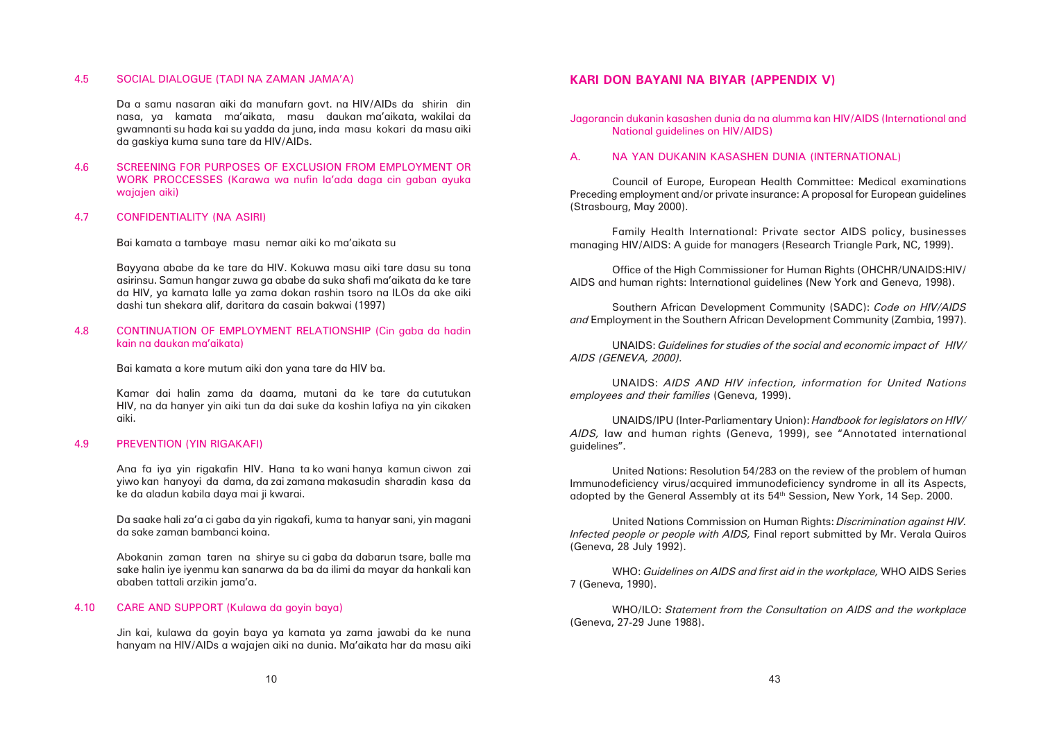### 4.5 SOCIAL DIALOGUE (TADI NA ZAMAN JAMA'A)

Da a samu nasaran aiki da manufarn govt. na HIV/AIDs da shirin din nasa, ya kamata ma'aikata, masu daukan ma'aikata, wakilai da gwamnanti su hada kai su yadda da juna, inda masu kokari da masu aiki da gaskiya kuma suna tare da HIV/AIDs.

### 4.6 SCREENING FOR PURPOSES OF EXCLUSION FROM EMPLOYMENT OR WORK PROCCESSES (Karawa wa nufin la'ada daga cin gaban ayuka wajajen aiki)

### 4.7 CONFIDENTIALITY (NA ASIRI)

Bai kamata a tambaye masu nemar aiki ko ma'aikata su

Bayyana ababe da ke tare da HIV. Kokuwa masu aiki tare dasu su tona asirinsu. Samun hangar zuwa ga ababe da suka shafi ma'aikata da ke tare da HIV, ya kamata lalle ya zama dokan rashin tsoro na ILOs da ake aiki dashi tun shekara alif, daritara da casain bakwai (1997)

### 4.8 CONTINUATION OF EMPLOYMENT RELATIONSHIP (Cin gaba da hadin kain na daukan ma'aikata)

Bai kamata a kore mutum aiki don yana tare da HIV ba.

Kamar dai halin zama da daama, mutani da ke tare da cututukan HIV, na da hanyer yin aiki tun da dai suke da koshin lafiya na yin cikaken aiki.

### 4.9 PREVENTION (YIN RIGAKAFI)

Ana fa iya yin rigakafin HIV. Hana ta ko wani hanya kamun ciwon zai yiwo kan hanyoyi da dama, da zai zamana makasudin sharadin kasa da ke da aladun kabila daya mai ji kwarai.

Da saake hali za'a ci gaba da yin rigakafi, kuma ta hanyar sani, yin magani da sake zaman bambanci koina.

Abokanin zaman taren na shirye su ci gaba da dabarun tsare, balle ma sake halin iye iyenmu kan sanarwa da ba da ilimi da mayar da hankali kan ababen tattali arzikin jama'a.

### 4.10 CARE AND SUPPORT (Kulawa da goyin baya)

Jin kai, kulawa da goyin baya ya kamata ya zama jawabi da ke nuna hanyam na HIV/AIDs a wajajen aiki na dunia. Ma'aikata har da masu aiki

## KARI DON BAYANI NA BIYAR (APPENDIX V)

Jagorancin dukanin kasashen dunia da na alumma kan HIV/AIDS (International and National guidelines on HIV/AIDS)

### A. NA YAN DUKANIN KASASHEN DUNIA (INTERNATIONAL)

Council of Europe, European Health Committee: Medical examinations Preceding employment and/or private insurance: A proposal for European guidelines (Strasbourg, May 2000).

Family Health International: Private sector AIDS policy, businesses managing HIV/AIDS: A guide for managers (Research Triangle Park, NC, 1999).

Office of the High Commissioner for Human Rights (OHCHR/UNAIDS:HIV/AIDS and human rights: International guidelines (New York and Geneva, 1998).

Southern African Development Community (SADC): *Code on HIV/AIDS and* Employment in the Southern African Development Community (Zambia, 1997).

UNAIDS: *Guidelines for studies of the social and economic impact of HIV/AIDS (GENEVA, 2000).*

UNAIDS: *AIDS AND HIV infection, information for United Nations employees and their families* (Geneva, 1999).

UNAIDS/IPU (Inter-Parliamentary Union): *Handbook for legislators on HIV/AIDS,* law and human rights (Geneva, 1999), see "Annotated international guidelines".

United Nations: Resolution 54/283 on the review of the problem of human Immunodeficiency virus/acquired immunodeficiency syndrome in all its Aspects, adopted by the General Assembly at its 54th Session, New York, 14 Sep. 2000.

United Nations Commission on Human Rights: *Discrimination against HIV. Infected people or people with AIDS,* Final report submitted by Mr. Verala Quiros (Geneva, 28 July 1992).

WHO: *Guidelines on AIDS and first aid in the workplace,* WHO AIDS Series 7 (Geneva, 1990).

WHO/ILO: *Statement from the Consultation on AIDS and the workplace* (Geneva, 27-29 June 1988).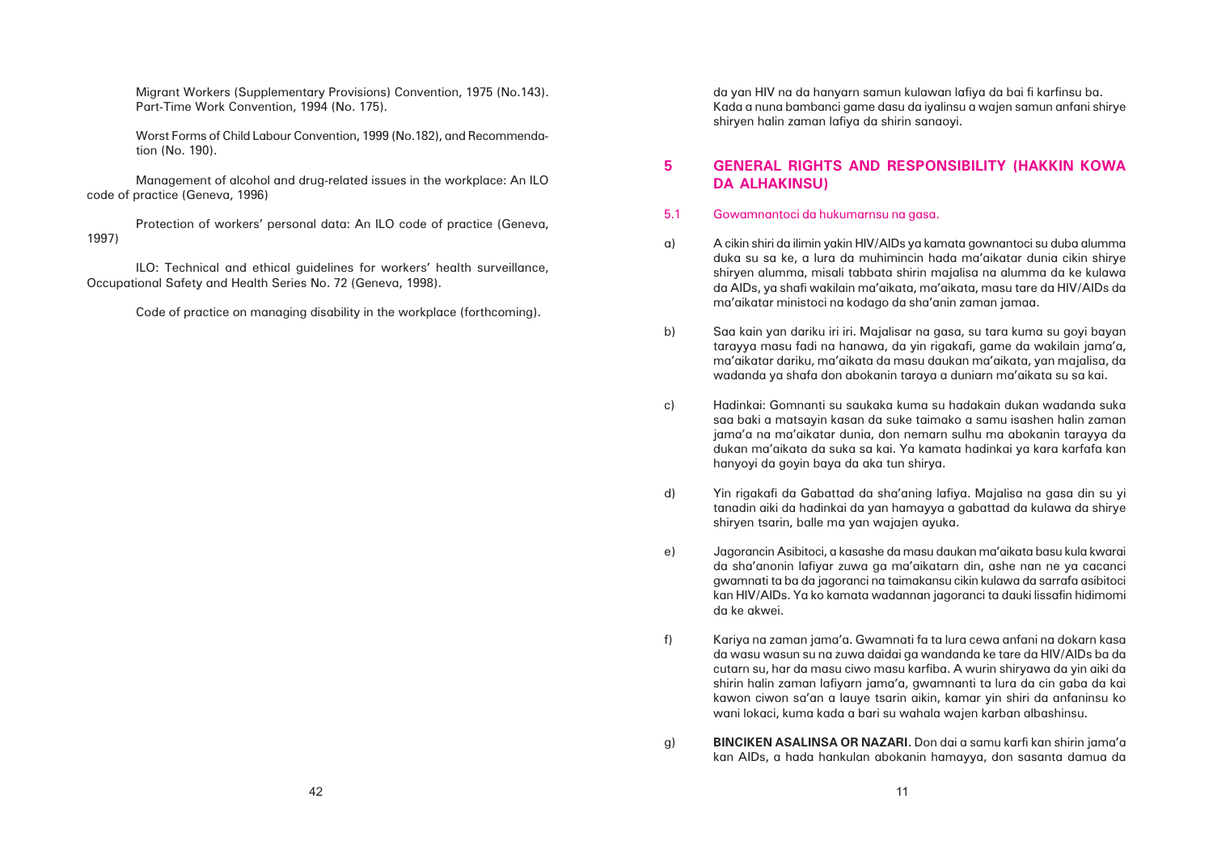Migrant Workers (Supplementary Provisions) Convention, 1975 (No.143). Part-Time Work Convention, 1994 (No. 175).

Worst Forms of Child Labour Convention, 1999 (No.182), and Recommendation (No. 190).

Management of alcohol and drug-related issues in the workplace: An ILO code of practice (Geneva, 1996)

Protection of workers' personal data: An ILO code of practice (Geneva, 1997)

ILO: Technical and ethical guidelines for workers' health surveillance, Occupational Safety and Health Series No. 72 (Geneva, 1998).

Code of practice on managing disability in the workplace (forthcoming).

da yan HIV na da hanyarn samun kulawan lafiya da bai fi karfinsu ba. Kada a nuna bambanci game dasu da iyalinsu a wajen samun anfani shirye shiryen halin zaman lafiya da shirin sanaoyi.

## 5 GENERAL RIGHTS AND RESPONSIBILITY (HAKKIN KOWA DA ALHAKINSU)

### 5.1 Gowamnantoci da hukumarnsu na gasa.

a) A cikin shiri da ilimin yakin HIV/AIDs ya kamata gownantoci su duba alumma duka su sa ke, a lura da muhimincin hada ma'aikatar dunia cikin shirye shiryen alumma, misali tabbata shirin majalisa na alumma da ke kulawa da AIDs, ya shafi wakilain ma'aikata, ma'aikata, masu tare da HIV/AIDs da ma'aikatar ministoci na kodago da sha'anin zaman jamaa.

b) Saa kain yan dariku iri iri. Majalisar na gasa, su tara kuma su goyi bayan tarayya masu fadi na hanawa, da yin rigakafi, game da wakilain jama'a, ma'aikatar dariku, ma'aikata da masu daukan ma'aikata, yan majalisa, da wadanda ya shafa don abokanin taraya a duniarn ma'aikata su sa kai.

c) Hadinkai: Gomnanti su saukaka kuma su hadakain dukan wadanda suka saa baki a matsayin kasan da suke taimako a samu isashen halin zaman jama'a na ma'aikatar dunia, don nemarn sulhu ma abokanin tarayya da dukan ma'aikata da suka sa kai. Ya kamata hadinkai ya kara karfafa kan hanyoyi da goyin baya da aka tun shirya.

d) Yin rigakafi da Gabattad da sha'aning lafiya. Majalisa na gasa din su yi tanadin aiki da hadinkai da yan hamayya a gabattad da kulawa da shirye shiryen tsarin, balle ma yan wajajen ayuka.

e) Jagorancin Asibitoci, a kasashe da masu daukan ma'aikata basu kula kwarai da sha'anonin lafiyar zuwa ga ma'aikatarn din, ashe nan ne ya cacanci gwamnati ta ba da jagoranci na taimakansu cikin kulawa da sarrafa asibitoci kan HIV/AIDs. Ya ko kamata wadannan jagoranci ta dauki lissafin hidimomi da ke akwei.

f) Kariya na zaman jama'a. Gwamnati fa ta lura cewa anfani na dokarn kasa da wasu wasun su na zuwa daidai ga wandanda ke tare da HIV/AIDs ba da cutarn su, har da masu ciwo masu karfiba. A wurin shiryawa da yin aiki da shirin halin zaman lafiyarn jama'a, gwamnanti ta lura da cin gaba da kai kawon ciwon sa'an a lauye tsarin aikin, kamar yin shiri da anfaninsu ko wani lokaci, kuma kada a bari su wahala wajen karban albashinsu.

g) **BINCIKEN ASALINSA OR NAZARI.** Don dai a samu karfi kan shirin jama'a kan AIDs, a hada hankulan abokanin hamayya, don sasanta damua da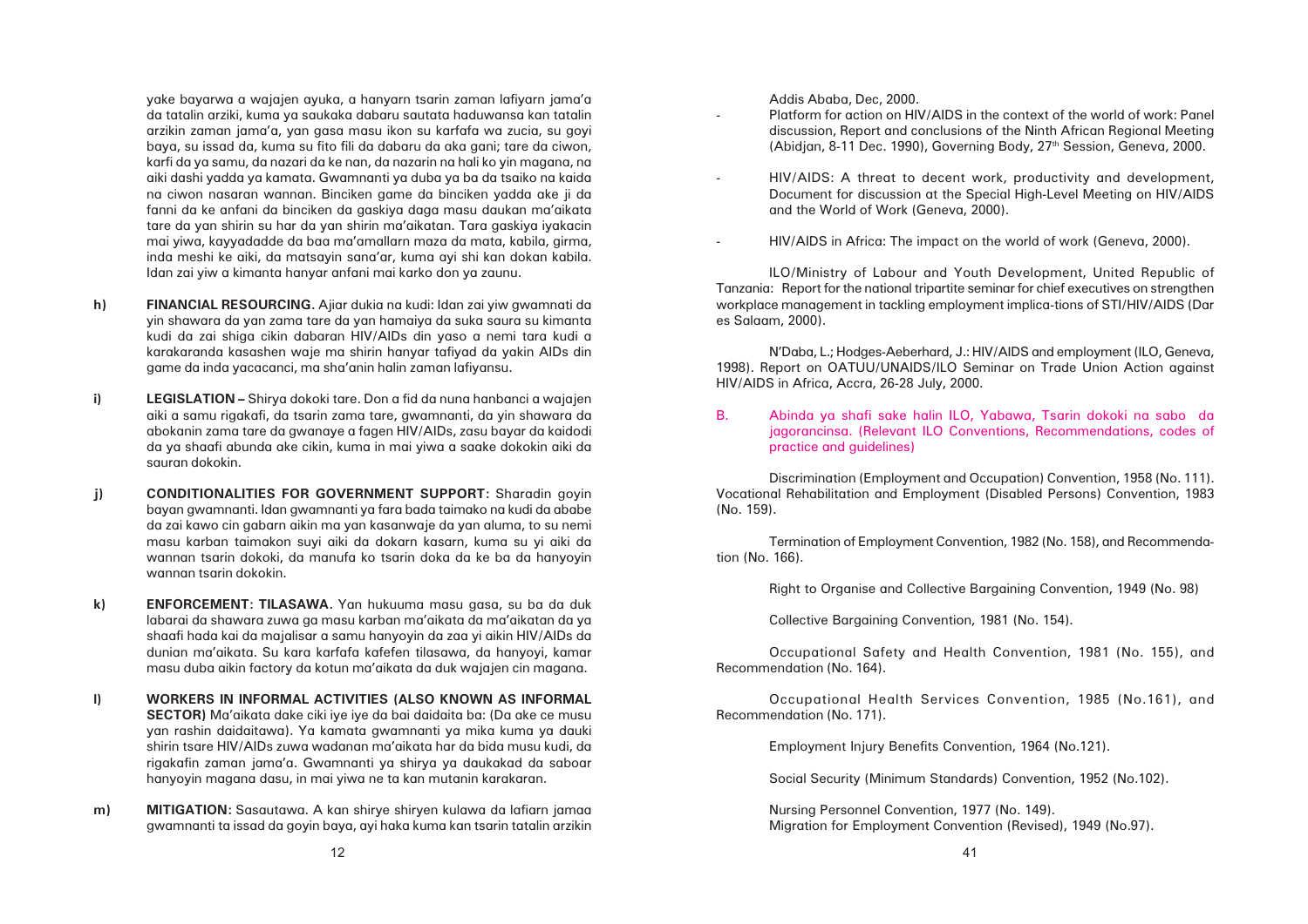yake bayarwa a wajajen ayuka, a hanyarn tsarin zaman lafiyarn jama'a da tatalin arziki, kuma ya saukaka dabaru sautata haduwansa kan tatalin arzikin zaman jama'a, yan gasa masu ikon su karfafa wa zucia, su goyi baya, su issad da, kuma su fito fili da dabaru da aka gani; tare da ciwon, karfi da ya samu, da nazari da ke nan, da nazarin na hali ko yin magana, na aiki dashi yadda ya kamata. Gwamnanti ya duba ya ba da tsaiko na kaida na ciwon nasaran wannan. Binciken game da binciken yadda ake ji da fanni da ke anfani da binciken da gaskiya daga masu daukan ma'aikata tare da yan shirin su har da yan shirin ma'aikatan. Tara gaskiya iyakacin mai yiwa, kayyadadde da baa ma'amallarn maza da mata, kabila, girma, inda meshi ke aiki, da matsayin sana'ar, kuma ayi shi kan dokan kabila. Idan zai yiw a kimanta hanyar anfani mai karko don ya zaunu.

**h)** **FINANCIAL RESOURCING.** Ajiar dukia na kudi: Idan zai yiw gwamnati da yin shawara da yan zama tare da yan hamaiya da suka saura su kimanta kudi da zai shiga cikin dabaran HIV/AIDs din yaso a nemi tara kudi a karakaranda kasashen waje ma shirin hanyar tafiyad da yakin AIDs din game da inda yacacanci, ma sha'anin halin zaman lafiyansu.

**i)** **LEGISLATION –** Shirya dokoki tare. Don a fid da nuna hanbanci a wajajen aiki a samu rigakafi, da tsarin zama tare, gwamnanti, da yin shawara da abokanin zama tare da gwanaye a fagen HIV/AIDs, zasu bayar da kaidodi da ya shaafi abunda ake cikin, kuma in mai yiwa a saake dokokin aiki da sauran dokokin.

**j)** **CONDITIONALITIES FOR GOVERNMENT SUPPORT:** Sharadin goyin bayan gwamnanti. Idan gwamnanti ya fara bada taimako na kudi da ababe da zai kawo cin gabarn aikin ma yan kasanwaje da yan aluma, to su nemi masu karban taimakon suyi aiki da dokarn kasarn, kuma su yi aiki da wannan tsarin dokoki, da manufa ko tsarin doka da ke ba da hanyoyin wannan tsarin dokokin.

**k)** **ENFORCEMENT: TILASAWA.** Yan hukuuma masu gasa, su ba da duk labarai da shawara zuwa ga masu karban ma'aikata da ma'aikatan da ya shaafi hada kai da majalisar a samu hanyoyin da zaa yi aikin HIV/AIDs da dunian ma'aikata. Su kara karfafa kafefen tilasawa, da hanyoyi, kamar masu duba aikin factory da kotun ma'aikata da duk wajajen cin magana.

**l)** **WORKERS IN INFORMAL ACTIVITIES (ALSO KNOWN AS INFORMAL SECTOR)** Ma'aikata dake ciki iye iye da bai daidaita ba: (Da ake ce musu yan rashin daidaitawa). Ya kamata gwamnanti ya mika kuma ya dauki shirin tsare HIV/AIDs zuwa wadanan ma'aikata har da bida musu kudi, da rigakafin zaman jama'a. Gwamnanti ya shirya ya daukakad da saboar hanyoyin magana dasu, in mai yiwa ne ta kan mutanin karakaran.

**m)** **MITIGATION:** Sasautawa. A kan shirye shiryen kulawa da lafiarn jamaa gwamnanti ta issad da goyin baya, ayi haka kuma kan tsarin tatalin arzikin

Addis Ababa, Dec, 2000.

- Platform for action on HIV/AIDS in the context of the world of work: Panel discussion, Report and conclusions of the Ninth African Regional Meeting (Abidjan, 8-11 Dec. 1990), Governing Body, 27th Session, Geneva, 2000.

- HIV/AIDS: A threat to decent work, productivity and development, Document for discussion at the Special High-Level Meeting on HIV/AIDS and the World of Work (Geneva, 2000).

- HIV/AIDS in Africa: The impact on the world of work (Geneva, 2000).

ILO/Ministry of Labour and Youth Development, United Republic of Tanzania: Report for the national tripartite seminar for chief executives on strengthen workplace management in tackling employment implica-tions of STI/HIV/AIDS (Dar es Salaam, 2000).

N'Daba, L.; Hodges-Aeberhard, J.: HIV/AIDS and employment (ILO, Geneva, 1998). Report on OATUU/UNAIDS/ILO Seminar on Trade Union Action against HIV/AIDS in Africa, Accra, 26-28 July, 2000.

## B. Abinda ya shafi sake halin ILO, Yabawa, Tsarin dokoki na sabo da jagorancinsa. (Relevant ILO Conventions, Recommendations, codes of practice and guidelines)

Discrimination (Employment and Occupation) Convention, 1958 (No. 111). Vocational Rehabilitation and Employment (Disabled Persons) Convention, 1983 (No. 159).

Termination of Employment Convention, 1982 (No. 158), and Recommendation (No. 166).

Right to Organise and Collective Bargaining Convention, 1949 (No. 98)

Collective Bargaining Convention, 1981 (No. 154).

Occupational Safety and Health Convention, 1981 (No. 155), and Recommendation (No. 164).

Occupational Health Services Convention, 1985 (No.161), and Recommendation (No. 171).

Employment Injury Benefits Convention, 1964 (No.121).

Social Security (Minimum Standards) Convention, 1952 (No.102).

Nursing Personnel Convention, 1977 (No. 149).
Migration for Employment Convention (Revised), 1949 (No.97).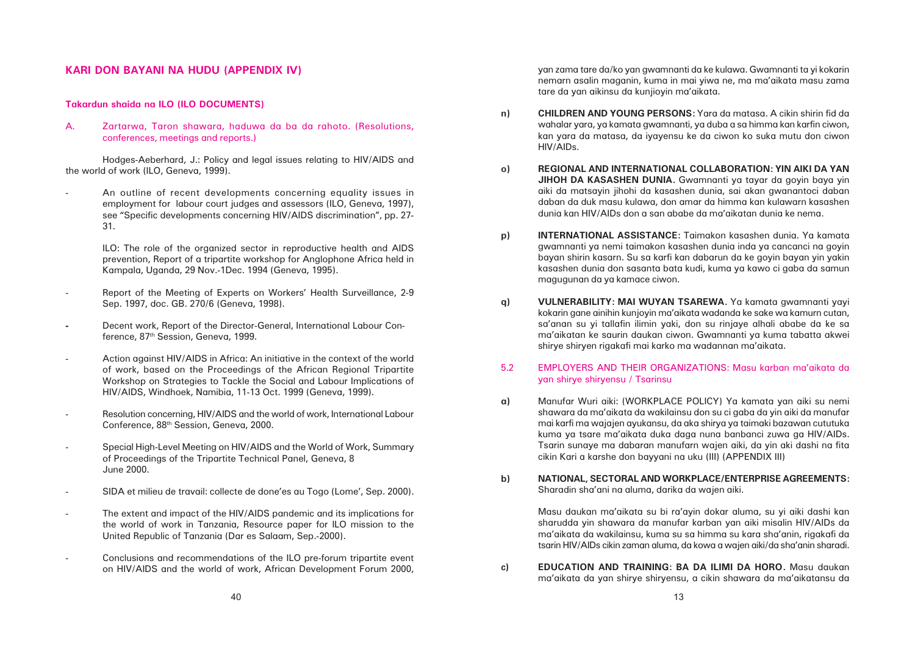## KARI DON BAYANI NA HUDU (APPENDIX IV)

### Takardun shaida na ILO (ILO DOCUMENTS)

A. Zartarwa, Taron shawara, haduwa da ba da rahoto. (Resolutions, conferences, meetings and reports.)

Hodges-Aeberhard, J.: Policy and legal issues relating to HIV/AIDS and the world of work (ILO, Geneva, 1999).

- An outline of recent developments concerning equality issues in employment for labour court judges and assessors (ILO, Geneva, 1997), see "Specific developments concerning HIV/AIDS discrimination", pp. 27-31.

  ILO: The role of the organized sector in reproductive health and AIDS prevention, Report of a tripartite workshop for Anglophone Africa held in Kampala, Uganda, 29 Nov.-1Dec. 1994 (Geneva, 1995).

- Report of the Meeting of Experts on Workers' Health Surveillance, 2-9 Sep. 1997, doc. GB. 270/6 (Geneva, 1998).

- Decent work, Report of the Director-General, International Labour Conference, 87th Session, Geneva, 1999.

- Action against HIV/AIDS in Africa: An initiative in the context of the world of work, based on the Proceedings of the African Regional Tripartite Workshop on Strategies to Tackle the Social and Labour Implications of HIV/AIDS, Windhoek, Namibia, 11-13 Oct. 1999 (Geneva, 1999).

- Resolution concerning, HIV/AIDS and the world of work, International Labour Conference, 88th Session, Geneva, 2000.

- Special High-Level Meeting on HIV/AIDS and the World of Work, Summary of Proceedings of the Tripartite Technical Panel, Geneva, 8 June 2000.

- SIDA et milieu de travail: collecte de done'es au Togo (Lome', Sep. 2000).

- The extent and impact of the HIV/AIDS pandemic and its implications for the world of work in Tanzania, Resource paper for ILO mission to the United Republic of Tanzania (Dar es Salaam, Sep.-2000).

- Conclusions and recommendations of the ILO pre-forum tripartite event on HIV/AIDS and the world of work, African Development Forum 2000,

yan zama tare da/ko yan gwamnanti da ke kulawa. Gwamnanti ta yi kokarin nemarn asalin maganin, kuma in mai yiwa ne, ma ma'aikata masu zama tare da yan aikinsu da kunjioyin ma'aikata.

**n) CHILDREN AND YOUNG PERSONS:** Yara da matasa. A cikin shirin fid da wahalar yara, ya kamata gwamnanti, ya duba a sa himma kan karfin ciwon, kan yara da matasa, da iyayensu ke da ciwon ko suka mutu don ciwon HIV/AIDs.

**o) REGIONAL AND INTERNATIONAL COLLABORATION: YIN AIKI DA YAN JIHOH DA KASASHEN DUNIA.** Gwamnanti ya tayar da goyin baya yin aiki da matsayin jihohi da kasashen dunia, sai akan gwanantoci daban daban da duk masu kulawa, don amar da himma kan kulawarn kasashen dunia kan HIV/AIDs don a san ababe da ma'aikatan dunia ke nema.

**p) INTERNATIONAL ASSISTANCE:** Taimakon kasashen dunia. Ya kamata gwamnanti ya nemi taimakon kasashen dunia inda ya cancanci na goyin bayan shirin kasarn. Su sa karfi kan dabarun da ke goyin bayan yin yakin kasashen dunia don sasanta bata kudi, kuma ya kawo ci gaba da samun magugunan da ya kamace ciwon.

**q) VULNERABILITY: MAI WUYAN TSAREWA.** Ya kamata gwamnanti yayi kokarin gane ainihin kunjoyin ma'aikata wadanda ke sake wa kamurn cutan, sa'anan su yi tallafin ilimin yaki, don su rinjaye alhali ababe da ke sa ma'aikatan ke saurin daukan ciwon. Gwamnanti ya kuma tabatta akwei shirye shiryen rigakafi mai karko ma wadannan ma'aikata.

### 5.2 EMPLOYERS AND THEIR ORGANIZATIONS: Masu karban ma'aikata da yan shirye shiryensu / Tsarinsu

**a)** Manufar Wuri aiki: (WORKPLACE POLICY) Ya kamata yan aiki su nemi shawara da ma'aikata da wakilainsu don su ci gaba da yin aiki da manufar mai karfi ma wajajen ayukansu, da aka shirya ya taimaki bazawan cututuka kuma ya tsare ma'aikata duka daga nuna banbanci zuwa ga HIV/AIDs. Tsarin sunaye ma dabaran manufarn wajen aiki, da yin aiki dashi na fita cikin Kari a karshe don bayyani na uku (III) (APPENDIX III)

**b) NATIONAL, SECTORAL AND WORKPLACE/ENTERPRISE AGREEMENTS:** Sharadin sha'ani na aluma, darika da wajen aiki.

Masu daukan ma'aikata su bi ra'ayin dokar aluma, su yi aiki dashi kan sharudda yin shawara da manufar karban yan aiki misalin HIV/AIDs da ma'aikata da wakilainsu, kuma su sa himma su kara sha'anin, rigakafi da tsarin HIV/AIDs cikin zaman aluma, da kowa a wajen aiki/da sha'anin sharadi.

**c) EDUCATION AND TRAINING: BA DA ILIMI DA HORO.** Masu daukan ma'aikata da yan shirye shiryensu, a cikin shawara da ma'aikatansu da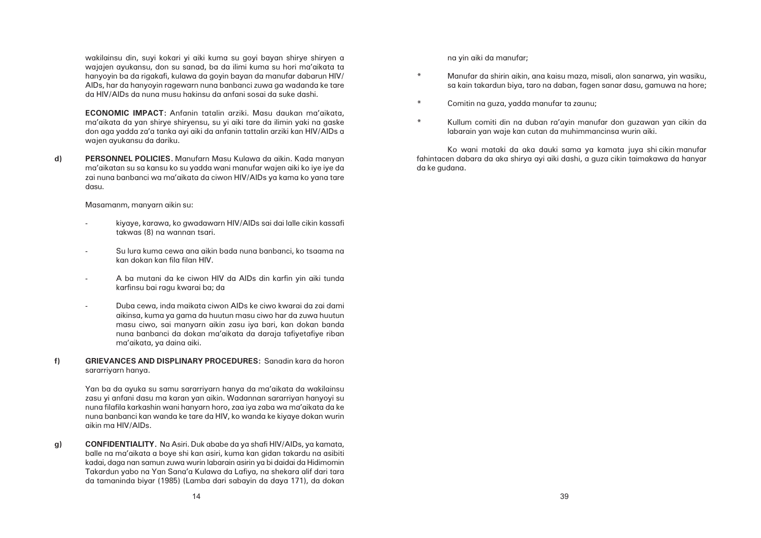wakilainsu din, suyi kokari yi aiki kuma su goyi bayan shirye shiryen a wajajen ayukansu, don su sanad, ba da ilimi kuma su hori ma'aikata ta hanyoyin ba da rigakafi, kulawa da goyin bayan da manufar dabarun HIV/AIDs, har da hanyoyin ragewarn nuna banbanci zuwa ga wadanda ke tare da HIV/AIDs da nuna musu hakinsu da anfani sosai da suke dashi.

**ECONOMIC IMPACT:** Anfanin tatalin arziki. Masu daukan ma'aikata, ma'aikata da yan shirye shiryensu, su yi aiki tare da ilimin yaki na gaske don aga yadda za'a tanka ayi aiki da anfanin tattalin arziki kan HIV/AIDs a wajen ayukansu da dariku.

**d) PERSONNEL POLICIES.** Manufarn Masu Kulawa da aikin. Kada manyan ma'aikatan su sa kansu ko su yadda wani manufar wajen aiki ko iye iye da zai nuna banbanci wa ma'aikata da ciwon HIV/AIDs ya kama ko yana tare dasu.

Masamanm, manyarn aikin su:

- kiyaye, karawa, ko gwadawarn HIV/AIDs sai dai lalle cikin kassafi takwas (8) na wannan tsari.
- Su lura kuma cewa ana aikin bada nuna banbanci, ko tsaama na kan dokan kan fila filan HIV.
- A ba mutani da ke ciwon HIV da AIDs din karfin yin aiki tunda karfinsu bai ragu kwarai ba; da
- Duba cewa, inda maikata ciwon AIDs ke ciwo kwarai da zai dami aikinsa, kuma ya gama da huutun masu ciwo har da zuwa huutun masu ciwo, sai manyarn aikin zasu iya bari, kan dokan banda nuna banbanci da dokan ma'aikata da daraja tafiyetafiye riban ma'aikata, ya daina aiki.

**f) GRIEVANCES AND DISPLINARY PROCEDURES:** Sanadin kara da horon sararriyarn hanya.

Yan ba da ayuka su samu sararriyarn hanya da ma'aikata da wakilainsu zasu yi anfani dasu ma karan yan aikin. Wadannan sararriyan hanyoyi su nuna filafila karkashin wani hanyarn horo, zaa iya zaba wa ma'aikata da ke nuna banbanci kan wanda ke tare da HIV, ko wanda ke kiyaye dokan wurin aikin ma HIV/AIDs.

**g) CONFIDENTIALITY.** Na Asiri. Duk ababe da ya shafi HIV/AIDs, ya kamata, balle na ma'aikata a boye shi kan asiri, kuma kan gidan takardu na asibiti kadai, daga nan samun zuwa wurin labarain asirin ya bi daidai da Hidimomin Takardun yabo na Yan Sana'a Kulawa da Lafiya, na shekara alif dari tara da tamaninda biyar (1985) (Lamba dari sabayin da daya 171), da dokan

na yin aiki da manufar;

* Manufar da shirin aikin, ana kaisu maza, misali, alon sanarwa, yin wasiku, sa kain takardun biya, taro na daban, fagen sanar dasu, gamuwa na hore;
* Comitin na guza, yadda manufar ta zaunu;
* Kullum comiti din na duban ra'ayin manufar don guzawan yan cikin da labarain yan waje kan cutan da muhimmancinsa wurin aiki.

Ko wani mataki da aka dauki sama ya kamata juya shi cikin manufar fahintacen dabara da aka shirya ayi aiki dashi, a guza cikin taimakawa da hanyar da ke gudana.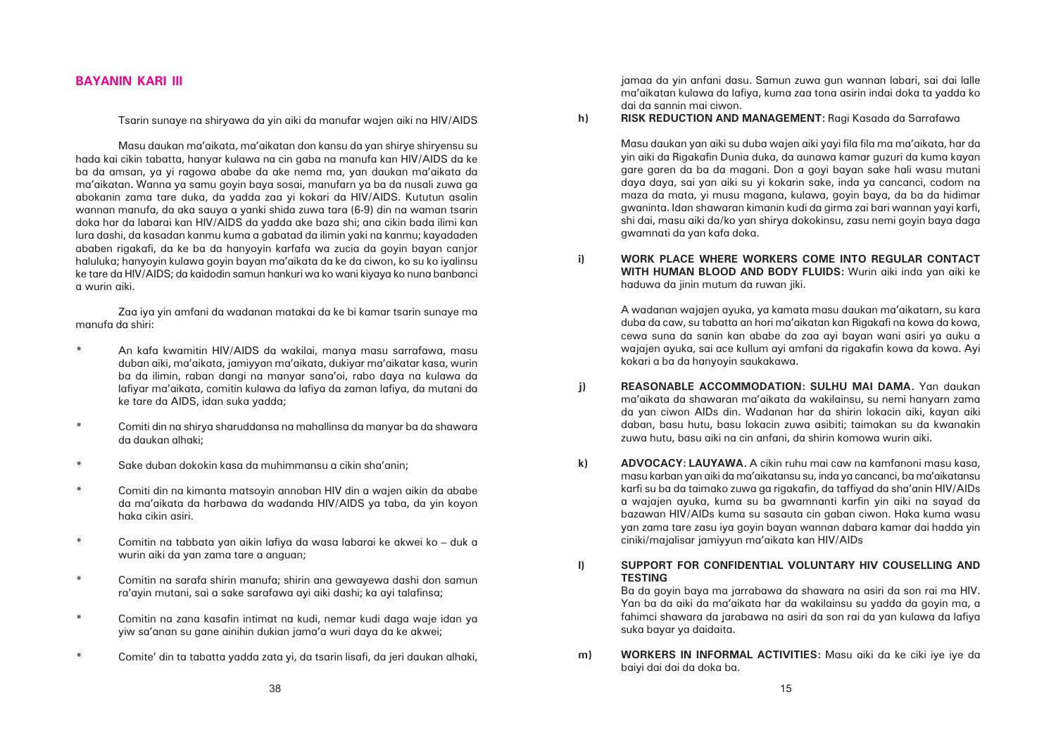## BAYANIN KARI III

Tsarin sunaye na shiryawa da yin aiki da manufar wajen aiki na HIV/AIDS

Masu daukan ma'aikata, ma'aikatan don kansu da yan shirye shiryensu su hada kai cikin tabatta, hanyar kulawa na cin gaba na manufa kan HIV/AIDS da ke ba da amsan, ya yi ragowa ababe da ake nema ma, yan daukan ma'aikata da ma'aikatan. Wanna ya samu goyin baya sosai, manufarn ya ba da nusali zuwa ga abokanin zama tare duka, da yadda zaa yi kokari da HIV/AIDS. Kututun asalin wannan manufa, da aka sauya a yanki shida zuwa tara (6-9) din na waman tsarin doka har da labarai kan HIV/AIDS da yadda ake baza shi; ana cikin bada ilimi kan lura dashi, da kasadan kanmu kuma a gabatad da ilimin yaki na kanmu; kayadaden ababen rigakafi, da ke ba da hanyoyin karfafa wa zucia da goyin bayan canjor haluluka; hanyoyin kulawa goyin bayan ma'aikata da ke da ciwon, ko su ko iyalinsu ke tare da HIV/AIDS; da kaidodin samun hankuri wa ko wani kiyaya ko nuna banbanci a wurin aiki.

Zaa iya yin amfani da wadanan matakai da ke bi kamar tsarin sunaye ma manufa da shiri:

* An kafa kwamitin HIV/AIDS da wakilai, manya masu sarrafawa, masu duban aiki, ma'aikata, jamiyyan ma'aikata, dukiyar ma'aikatar kasa, wurin ba da ilimin, raban dangi na manyar sana'oi, rabo daya na kulawa da lafiyar ma'aikata, comitin kulawa da lafiya da zaman lafiya, da mutani da ke tare da AIDS, idan suka yadda;
* Comiti din na shirya sharuddansa na mahallinsa da manyar ba da shawara da daukan alhaki;
* Sake duban dokokin kasa da muhimmansu a cikin sha'anin;
* Comiti din na kimanta matsoyin annoban HIV din a wajen aikin da ababe da ma'aikata da harbawa da wadanda HIV/AIDS ya taba, da yin koyon haka cikin asiri.
* Comitin na tabbata yan aikin lafiya da wasa labarai ke akwei ko – duk a wurin aiki da yan zama tare a anguan;
* Comitin na sarafa shirin manufa; shirin ana gewayewa dashi don samun ra'ayin mutani, sai a sake sarafawa ayi aiki dashi; ka ayi talafinsa;
* Comitin na zana kasafin intimat na kudi, nemar kudi daga waje idan ya yiw sa'anan su gane ainihin dukian jama'a wuri daya da ke akwei;
* Comite' din ta tabatta yadda zata yi, da tsarin lisafi, da jeri daukan alhaki, jamaa da yin anfani dasu. Samun zuwa gun wannan labari, sai dai lalle ma'aikatan kulawa da lafiya, kuma zaa tona asirin indai doka ta yadda ko dai da sannin mai ciwon.

**h) RISK REDUCTION AND MANAGEMENT:** Ragi Kasada da Sarrafawa

Masu daukan yan aiki su duba wajen aiki yayi fila fila ma ma'aikata, har da yin aiki da Rigakafin Dunia duka, da aunawa kamar guzuri da kuma kayan gare garen da ba da magani. Don a goyi bayan sake hali wasu mutani daya daya, sai yan aiki su yi kokarin sake, inda ya cancanci, codom na maza da mata, yi musu magana, kulawa, goyin baya, da ba da hidimar gwaninta. Idan shawaran kimanin kudi da girma zai bari wannan yayi karfi, shi dai, masu aiki da/ko yan shirya dokokinsu, zasu nemi goyin baya daga gwamnati da yan kafa doka.

**i) WORK PLACE WHERE WORKERS COME INTO REGULAR CONTACT WITH HUMAN BLOOD AND BODY FLUIDS:** Wurin aiki inda yan aiki ke haduwa da jinin mutum da ruwan jiki.

A wadanan wajajen ayuka, ya kamata masu daukan ma'aikatarn, su kara duba da caw, su tabatta an hori ma'aikatan kan Rigakafi na kowa da kowa, cewa suna da sanin kan ababe da zaa ayi bayan wani asiri ya auku a wajajen ayuka, sai ace kullum ayi amfani da rigakafin kowa da kowa. Ayi kokari a ba da hanyoyin saukakawa.

**j) REASONABLE ACCOMMODATION: SULHU MAI DAMA.** Yan daukan ma'aikata da shawaran ma'aikata da wakilainsu, su nemi hanyarn zama da yan ciwon AIDs din. Wadanan har da shirin lokacin aiki, kayan aiki daban, basu hutu, basu lokacin zuwa asibiti; taimakan su da kwanakin zuwa hutu, basu aiki na cin anfani, da shirin komowa wurin aiki.

**k) ADVOCACY: LAUYAWA.** A cikin ruhu mai caw na kamfanoni masu kasa, masu karban yan aiki da ma'aikatansu su, inda ya cancanci, ba ma'aikatansu karfi su ba da taimako zuwa ga rigakafin, da taffiyad da sha'anin HIV/AIDs a wajajen ayuka, kuma su ba gwamnanti karfin yin aiki na sayad da bazawan HIV/AIDs kuma su sasauta cin gaban ciwon. Haka kuma wasu yan zama tare zasu iya goyin bayan wannan dabara kamar dai hadda yin ciniki/majalisar jamiyyun ma'aikata kan HIV/AIDs

**l) SUPPORT FOR CONFIDENTIAL VOLUNTARY HIV COUSELLING AND TESTING**

Ba da goyin baya ma jarrabawa da shawara na asiri da son rai ma HIV. Yan ba da aiki da ma'aikata har da wakilainsu su yadda da goyin ma, a fahimci shawara da jarabawa na asiri da son rai da yan kulawa da lafiya suka bayar ya daidaita.

**m) WORKERS IN INFORMAL ACTIVITIES:** Masu aiki da ke ciki iye iye da baiyi dai dai da doka ba.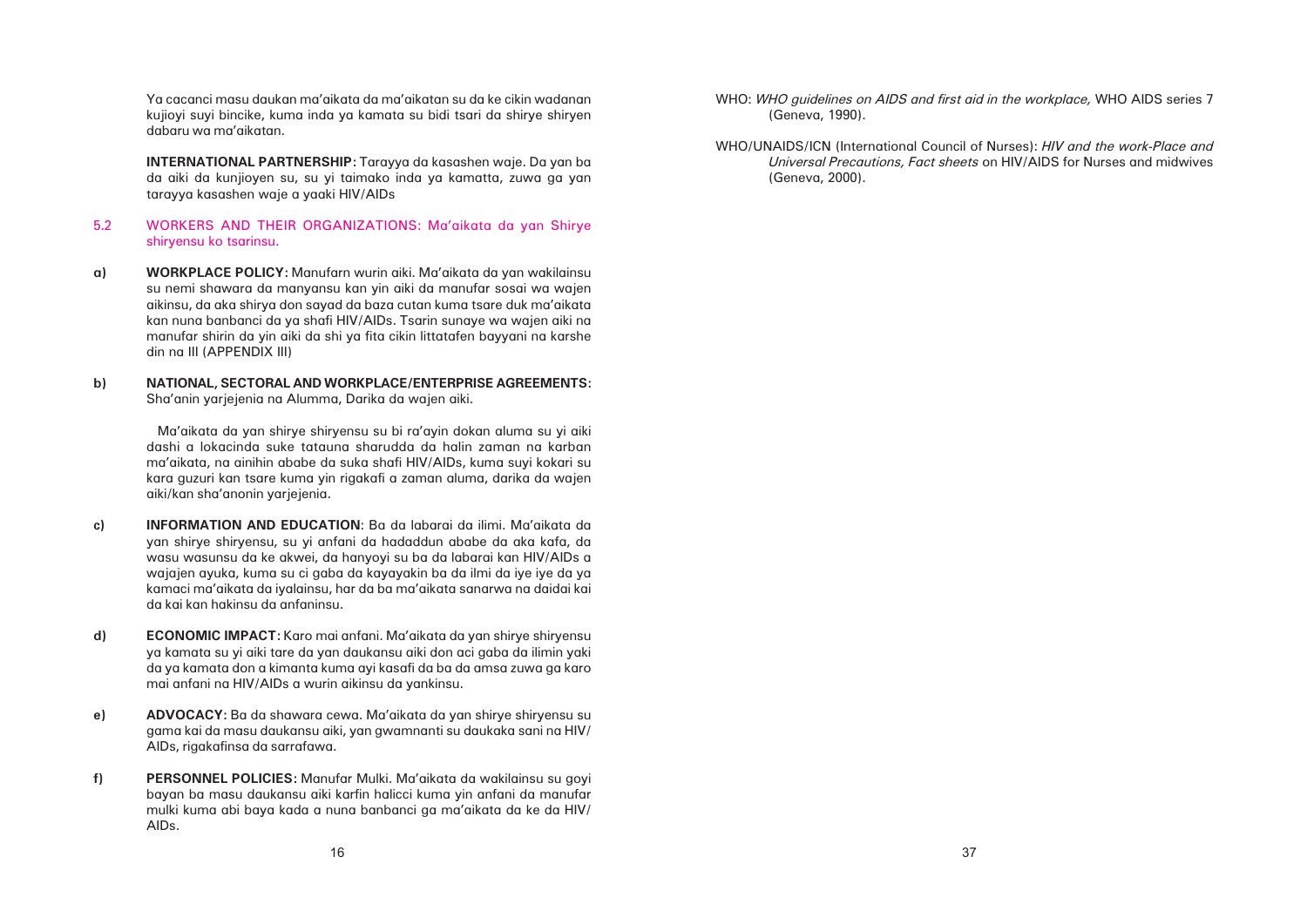Ya cacanci masu daukan ma'aikata da ma'aikatan su da ke cikin wadanan kujioyi suyi bincike, kuma inda ya kamata su bidi tsari da shirye shiryen dabaru wa ma'aikatan.

**INTERNATIONAL PARTNERSHIP**: Tarayya da kasashen waje. Da yan ba da aiki da kunjioyen su, su yi taimako inda ya kamatta, zuwa ga yan tarayya kasashen waje a yaaki HIV/AIDs

## 5.2 WORKERS AND THEIR ORGANIZATIONS: Ma'aikata da yan Shirye shiryensu ko tsarinsu.

**a) WORKPLACE POLICY**: Manufarn wurin aiki. Ma'aikata da yan wakilainsu su nemi shawara da manyansu kan yin aiki da manufar sosai wa wajen aikinsu, da aka shirya don sayad da baza cutan kuma tsare duk ma'aikata kan nuna banbanci da ya shafi HIV/AIDs. Tsarin sunaye wa wajen aiki na manufar shirin da yin aiki da shi ya fita cikin littatafen bayyani na karshe din na III (APPENDIX III)

**b) NATIONAL, SECTORAL AND WORKPLACE/ENTERPRISE AGREEMENTS**: Sha'anin yarjejenia na Alumma, Darika da wajen aiki.

Ma'aikata da yan shirye shiryensu su bi ra'ayin dokan aluma su yi aiki dashi a lokacinda suke tatauna sharudda da halin zaman na karban ma'aikata, na ainihin ababe da suka shafi HIV/AIDs, kuma suyi kokari su kara guzuri kan tsare kuma yin rigakafi a zaman aluma, darika da wajen aiki/kan sha'anonin yarjejenia.

**c) INFORMATION AND EDUCATION**: Ba da labarai da ilimi. Ma'aikata da yan shirye shiryensu, su yi anfani da hadaddun ababe da aka kafa, da wasu wasunsu da ke akwei, da hanyoyi su ba da labarai kan HIV/AIDs a wajajen ayuka, kuma su ci gaba da kayayakin ba da ilmi da iye iye da ya kamaci ma'aikata da iyalainsu, har da ba ma'aikata sanarwa na daidai kai da kai kan hakinsu da anfaninsu.

**d) ECONOMIC IMPACT**: Karo mai anfani. Ma'aikata da yan shirye shiryensu ya kamata su yi aiki tare da yan daukansu aiki don aci gaba da ilimin yaki da ya kamata don a kimanta kuma ayi kasafi da ba da amsa zuwa ga karo mai anfani na HIV/AIDs a wurin aikinsu da yankinsu.

**e) ADVOCACY**: Ba da shawara cewa. Ma'aikata da yan shirye shiryensu su gama kai da masu daukansu aiki, yan gwamnanti su daukaka sani na HIV/AIDs, rigakafinsa da sarrafawa.

**f) PERSONNEL POLICIES**: Manufar Mulki. Ma'aikata da wakilainsu su goyi bayan ba masu daukansu aiki karfin halicci kuma yin anfani da manufar mulki kuma abi baya kada a nuna banbanci ga ma'aikata da ke da HIV/AIDs.

WHO: *WHO guidelines on AIDS and first aid in the workplace,* WHO AIDS series 7 (Geneva, 1990).

WHO/UNAIDS/ICN (International Council of Nurses): *HIV and the work-Place and Universal Precautions, Fact sheets* on HIV/AIDS for Nurses and midwives (Geneva, 2000).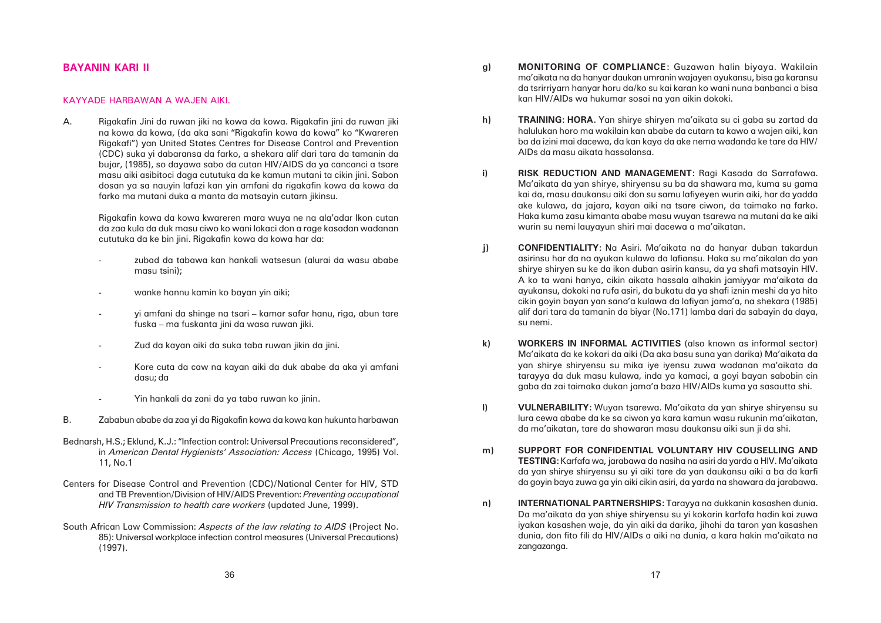## BAYANIN KARI II

### KAYYADE HARBAWAN A WAJEN AIKI.

A. Rigakafin Jini da ruwan jiki na kowa da kowa. Rigakafin jini da ruwan jiki na kowa da kowa, (da aka sani "Rigakafin kowa da kowa" ko "Kwareren Rigakafi") yan United States Centres for Disease Control and Prevention (CDC) suka yi dabaransa da farko, a shekara alif dari tara da tamanin da bujar, (1985), so dayawa sabo da cutan HIV/AIDS da ya cancanci a tsare masu aiki asibitoci daga cututuka da ke kamun mutani ta cikin jini. Sabon dosan ya sa nauyin lafazi kan yin amfani da rigakafin kowa da kowa da farko ma mutani duka a manta da matsayin cutarn jikinsu.

Rigakafin kowa da kowa kwareren mara wuya ne na ala'adar Ikon cutan da zaa kula da duk masu ciwo ko wani lokaci don a rage kasadan wadanan cututuka da ke bin jini. Rigakafin kowa da kowa har da:

- zubad da tabawa kan hankali watsesun (alurai da wasu ababe masu tsini);
- wanke hannu kamin ko bayan yin aiki;
- yi amfani da shinge na tsari – kamar safar hanu, riga, abun tare fuska – ma fuskanta jini da wasa ruwan jiki.
- Zud da kayan aiki da suka taba ruwan jikin da jini.
- Kore cuta da caw na kayan aiki da duk ababe da aka yi amfani dasu; da
- Yin hankali da zani da ya taba ruwan ko jinin.

B. Zababun ababe da zaa yi da Rigakafin kowa da kowa kan hukunta harbawan

Bednarsh, H.S.; Eklund, K.J.: "Infection control: Universal Precautions reconsidered", in *American Dental Hygienists' Association: Access* (Chicago, 1995) Vol. 11, No.1

Centers for Disease Control and Prevention (CDC)/National Center for HIV, STD and TB Prevention/Division of HIV/AIDS Prevention: *Preventing occupational HIV Transmission to health care workers* (updated June, 1999).

South African Law Commission: *Aspects of the law relating to AIDS* (Project No. 85): Universal workplace infection control measures (Universal Precautions) (1997).

**g) MONITORING OF COMPLIANCE:** Guzawan halin biyaya. Wakilain ma'aikata na da hanyar daukan umranin wajayen ayukansu, bisa ga karansu da tsrirriyarn hanyar horu da/ko su kai karan ko wani nuna banbanci a bisa kan HIV/AIDs wa hukumar sosai na yan aikin dokoki.

**h) TRAINING: HORA.** Yan shirye shiryen ma'aikata su ci gaba su zartad da halulukan horo ma wakilain kan ababe da cutarn ta kawo a wajen aiki, kan ba da izini mai dacewa, da kan kaya da ake nema wadanda ke tare da HIV/AIDs da masu aikata hassalansa.

**i) RISK REDUCTION AND MANAGEMENT:** Ragi Kasada da Sarrafawa. Ma'aikata da yan shirye, shiryensu su ba da shawara ma, kuma su gama kai da, masu daukansu aiki don su samu lafiyeyen wurin aiki, har da yadda ake kulawa, da jajara, kayan aiki na tsare ciwon, da taimako na farko. Haka kuma zasu kimanta ababe masu wuyan tsarewa na mutani da ke aiki wurin su nemi lauyayun shiri mai dacewa a ma'aikatan.

**j) CONFIDENTIALITY:** Na Asiri. Ma'aikata na da hanyar duban takardun asirinsu har da na ayukan kulawa da lafiansu. Haka su ma'aikalan da yan shirye shiryen su ke da ikon duban asirin kansu, da ya shafi matsayin HIV. A ko ta wani hanya, cikin aikata hassala alhakin jamiyyar ma'aikata da ayukansu, dokoki na rufa asiri, da bukatu da ya shafi iznin meshi da ya hito cikin goyin bayan yan sana'a kulawa da lafiyan jama'a, na shekara (1985) alif dari tara da tamanin da biyar (No.171) lamba dari da sabayin da daya, su nemi.

**k) WORKERS IN INFORMAL ACTIVITIES** (also known as informal sector) Ma'aikata da ke kokari da aiki (Da aka basu suna yan darika) Ma'aikata da yan shirye shiryensu su mika iye iyensu zuwa wadanan ma'aikata da tarayya da duk masu kulawa, inda ya kamaci, a goyi bayan sabobin cin gaba da zai taimaka dukan jama'a baza HIV/AIDs kuma ya sasautta shi.

**l) VULNERABILITY:** Wuyan tsarewa. Ma'aikata da yan shirye shiryensu su lura cewa ababe da ke sa ciwon ya kara kamun wasu rukunin ma'aikatan, da ma'aikatan, tare da shawaran masu daukansu aiki sun ji da shi.

**m) SUPPORT FOR CONFIDENTIAL VOLUNTARY HIV COUSELLING AND TESTING:** Karfafa wa, jarabawa da nasiha na asiri da yarda a HIV. Ma'aikata da yan shirye shiryensu su yi aiki tare da yan daukansu aiki a ba da karfi da goyin baya zuwa ga yin aiki cikin asiri, da yarda na shawara da jarabawa.

**n) INTERNATIONAL PARTNERSHIPS:** Tarayya na dukkanin kasashen dunia. Da ma'aikata da yan shiye shiryensu su yi kokarin karfafa hadin kai zuwa iyakan kasashen waje, da yin aiki da darika, jihohi da taron yan kasashen dunia, don fito fili da HIV/AIDs a aiki na dunia, a kara hakin ma'aikata na zangazanga.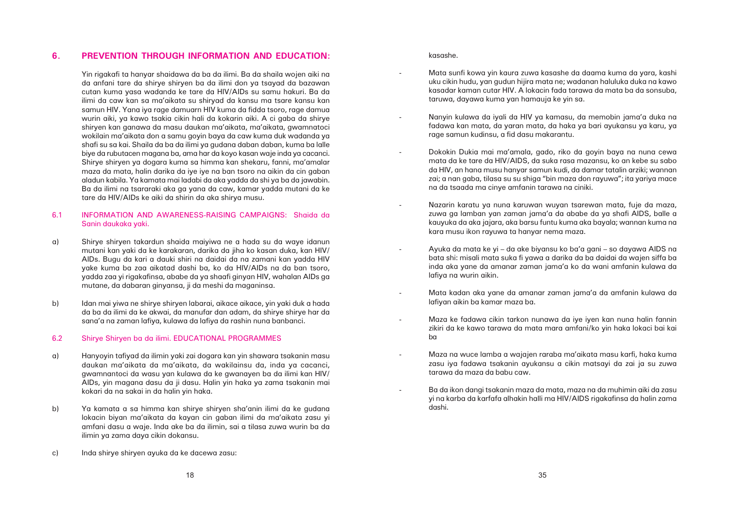## 6. PREVENTION THROUGH INFORMATION AND EDUCATION:

Yin rigakafi ta hanyar shaidawa da ba da ilimi. Ba da shaila wojen aiki na da anfani tare da shirye shiryen ba da ilimi don ya tsayad da bazawan cutan kuma yasa wadanda ke tare da HIV/AIDs su samu hakuri. Ba da ilimi da caw kan sa ma'aikata su shiryad da kansu ma tsare kansu kan samun HIV. Yana iya rage damuarn HIV kuma da fidda tsoro, rage damua wurin aiki, ya kawo tsakia cikin hali da kokarin aiki. A ci gaba da shirye shiryen kan ganawa da masu daukan ma'aikata, ma'aikata, gwamnatoci wokilain ma'aikata don a samu goyin baya da caw kuma duk wadanda ya shafi su sa kai. Shaila da ba da ilimi ya gudana daban daban, kuma ba lalle biye da rubutacen magana ba, ama har da koyo kasan waje inda ya cacanci. Shirye shiryen ya dogara kuma sa himma kan shekaru, fanni, ma'amalar maza da mata, halin darika da iye iye na ban tsoro na aikin da cin gaban aladun kabila. Ya kamata mai ladabi da aka yadda da shi ya ba da jawabin. Ba da ilimi na tsararaki aka ga yana da caw, kamar yadda mutani da ke tare da HIV/AIDs ke aiki da shirin da aka shirya musu.

### 6.1 INFORMATION AND AWARENESS-RAISING CAMPAIGNS: Shaida da Sanin daukaka yaki.

a) Shirye shiryen takardun shaida maiyiwa ne a hada su da waye idanun mutani kan yaki da ke karakaran, darika da jiha ko kasan duka, kan HIV/ AIDs. Bugu da kari a dauki shiri na daidai da na zamani kan yadda HIV yake kuma ba zaa aikatad dashi ba, ko da HIV/AIDs na da ban tsoro, yadda zaa yi rigakafinsa, ababe da ya shaafi ginyan HIV, wahalan AIDs ga mutane, da dabaran ginyansa, ji da meshi da maganinsa.

b) Idan mai yiwa ne shirye shiryen labarai, aikace aikace, yin yaki duk a hada da ba da ilimi da ke akwai, da manufar dan adam, da shirye shirye har da sana'a na zaman lafiya, kulawa da lafiya da rashin nuna banbanci.

### 6.2 Shirye Shiryen ba da ilimi. EDUCATIONAL PROGRAMMES

a) Hanyoyin tafiyad da ilimin yaki zai dogara kan yin shawara tsakanin masu daukan ma'aikata da ma'aikata, da wakilainsu da, inda ya cacanci, gwamnantoci da wasu yan kulawa da ke gwanayen ba da ilimi kan HIV/ AIDs, yin magana dasu da ji dasu. Halin yin haka ya zama tsakanin mai kokari da na sakai in da halin yin haka.

b) Ya kamata a sa himma kan shirye shiryen sha'anin ilimi da ke gudana lokacin biyan ma'aikata da kayan cin gaban ilimi da ma'aikata zasu yi amfani dasu a waje. Inda ake ba da ilimin, sai a tilasa zuwa wurin ba da ilimin ya zama daya cikin dokansu.

c) Inda shirye shiryen ayuka da ke dacewa zasu:

kasashe.

- Mata sunfi kowa yin kaura zuwa kasashe da daama kuma da yara, kashi uku cikin hudu, yan gudun hijira mata ne; wadanan halulluka duka na kawo kasadar kaman cutar HIV. A lokacin fada tarawa da mata ba da sonsuba, taruwa, dayawa kuma yan hamauja ke yin sa.

- Nanyin kulawa da iyali da HIV ya kamasu, da memobin jama'a duka na fadawa kan mata, da yaran mata, da haka ya bari ayukansu ya karu, ya rage samun kudinsu, a fid dasu makarantu.

- Dokokin Dukia mai ma'amala, gado, riko da goyin baya na nuna cewa mata da ke tare da HIV/AIDS, da suka rasa mazansu, ko an kebe su sabo da HIV, an hana musu hanyar samun kudi, da damar tatalin arziki; wannan zai; a nan gaba, tilasa su su shiga "bin maza don rayuwa"; ita yariya mace na da tsaada ma cinye amfanin tarawa na ciniki.

- Nazarin karatu ya nuna karuwan wuyan tsarewan mata, fuje da maza, zuwa ga lamban yan zaman jama'a da ababe da ya shafi AIDS, balle a kauyuka da aka jajara, aka barsu funtu kuma aka bayala; wannan kuma na kara musu ikon rayuwa ta hanyar nema maza.

- Ayuka da mata ke yi – da ake biyansu ko ba'a gani – so dayawa AIDS na bata shi: misali mata suka fi yawa a darika da ba daidai da wajen siffa ba inda aka yane da amanar zaman jama'a ko da wani amfanin kulawa da lafiya na wurin aikin.

- Mata kadan aka yane da amanar zaman jama'a da amfanin kulawa da lafiyan aikin ba kamar maza ba.

- Maza ke fadawa cikin tarkon nunawa da iye iyen kan nuna halin fannin zikiri da ke kawo tarawa da mata mara amfani/ko yin haka lokaci bai kai ba

- Maza na wuce lamba a wajajen raraba ma'aikata masu karfi, haka kuma zasu iya fadawa tsakanin ayukansu a cikin matsayi da zai ja su zuwa tarawa da maza da babu caw.

- Ba da ikon dangi tsakanin maza da mata, maza na da muhimin aiki da zasu yi na karba da karfafa alhakin halli ma HIV/AIDS rigakafinsa da halin zama dashi.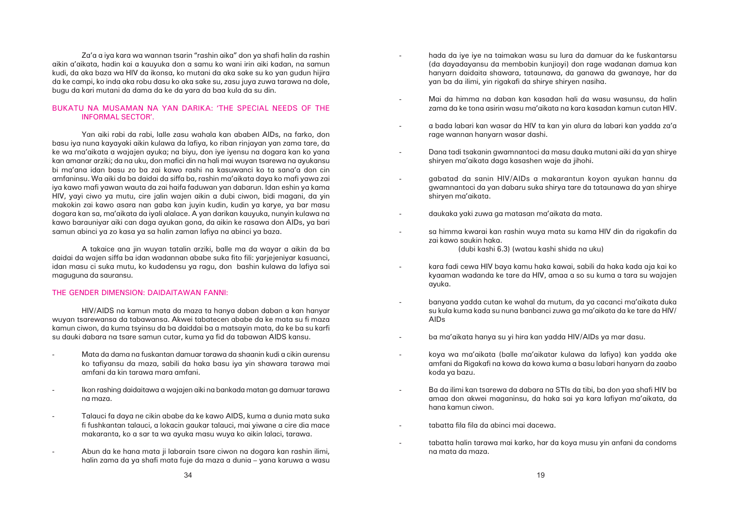Za'a a iya kara wa wannan tsarin "rashin aika" don ya shafi halin da rashin aikin a'aikata, hadin kai a kauyuka don a samu ko wani irin aiki kadan, na samun kudi, da aka baza wa HIV da ikonsa, ko mutani da aka sake su ko yan gudun hijira da ke campi, ko inda aka robu dasu ko aka sake su, zasu juya zuwa tarawa na dole, bugu da kari mutani da dama da ke da yara da baa kula da su din.

## BUKATU NA MUSAMAN NA YAN DARIKA: 'THE SPECIAL NEEDS OF THE INFORMAL SECTOR'.

Yan aiki rabi da rabi, lalle zasu wahala kan ababen AIDs, na farko, don basu iya nuna kayayaki aikin kulawa da lafiya, ko riban rinjayan yan zama tare, da ke wa ma'aikata a wajajen ayuka; na biyu, don iye iyensu na dogara kan ko yana kan amanar arziki; da na uku, don mafici din na hali mai wuyan tsarewa na ayukansu bi ma'ana idan basu zo ba zai kawo rashi na kasuwanci ko ta sana'a don cin amfaninsu. Wa aiki da ba daidai da siffa ba, rashin ma'aikata daya ko mafi yawa zai iya kawo mafi yawan wauta da zai haifa faduwan yan dabarun. Idan eshin ya kama HIV, yayi ciwo ya mutu, cire jalin wajen aikin a dubi ciwon, bidi magani, da yin makokin zai kawo asara nan gaba kan juyin kudin, kudin ya karye, ya bar masu dogara kan sa, ma'aikata da iyali alalace. A yan darikan kauyuka, nunyin kulawa na kawo barauniyar aiki can daga ayukan gona, da aikin ke rasawa don AIDs, ya bari samun abinci ya zo kasa ya sa halin zaman lafiya na abinci ya baza.

A takaice ana jin wuyan tatalin arziki, balle ma da wayar a aikin da ba daidai da wajen siffa ba idan wadannan ababe suka fito fili: yarjejeniyar kasuanci, idan masu ci suka mutu, ko kudadensu ya ragu, don bashin kulawa da lafiya sai maguguna da sauransu.

## THE GENDER DIMENSION: DAIDAITAWAN FANNI:

HIV/AIDS na kamun mata da maza ta hanya daban daban a kan hanyar wuyan tsarewansa da tabawansa. Akwei tabatecen ababe da ke mata su fi maza kamun ciwon, da kuma tsyinsu da ba daiddai ba a matsayin mata, da ke ba su karfi su dauki dabara na tsare samun cutar, kuma ya fid da tabawan AIDS kansu.

- Mata da dama na fuskantan damuar tarawa da shaanin kudi a cikin aurensu ko tafiyansu da maza, sabili da haka basu iya yin shawara tarawa mai amfani da kin tarawa mara amfani.
- Ikon rashing daidaitawa a wajajen aiki na bankada matan ga damuar tarawa na maza.
- Talauci fa daya ne cikin ababe da ke kawo AIDS, kuma a dunia mata suka fi fushkantan talauci, a lokacin gaukar talauci, mai yiwane a cire dia mace makaranta, ko a sar ta wa ayuka masu wuya ko aikin lalaci, tarawa.
- Abun da ke hana mata ji labarain tsare ciwon na dogara kan rashin ilimi, halin zama da ya shafi mata fuje da maza a dunia – yana karuwa a wasu
- hada da iye iye na taimakan wasu su lura da damuar da ke fuskantarsu (da dayadayansu da membobin kunjioyi) don rage wadanan damua kan hanyarn daidaita shawara, tataunawa, da ganawa da gwanaye, har da yan ba da ilimi, yin rigakafi da shirye shiryen nasiha.
- Mai da himma na daban kan kasadan hali da wasu wasunsu, da halin zama da ke tona asirin wasu ma'aikata na kara kasadan kamun cutan HIV.
- a bada labari kan wasar da HIV ta kan yin alura da labari kan yadda za'a rage wannan hanyarn wasar dashi.
- Dana tadi tsakanin gwamnantoci da masu dauka mutani aiki da yan shirye shiryen ma'aikata daga kasashen waje da jihohi.
- gabatad da sanin HIV/AIDs a makarantun koyon ayukan hannu da gwamnantoci da yan dabaru suka shirya tare da tataunawa da yan shirye shiryen ma'aikata.
- daukaka yaki zuwa ga matasan ma'aikata da mata.
- sa himma kwarai kan rashin wuya mata su kama HIV din da rigakafin da zai kawo saukin haka.

  (dubi kashi 6.3) (watau kashi shida na uku)
- kara fadi cewa HIV baya kamu haka kawai, sabili da haka kada aja kai ko kyaaman wadanda ke tare da HIV, amaa a so su kuma a tara su wajajen ayuka.
- banyana yadda cutan ke wahal da mutum, da ya cacanci ma'aikata duka su kula kuma kada su nuna banbanci zuwa ga ma'aikata da ke tare da HIV/AIDs
- ba ma'aikata hanya su yi hira kan yadda HIV/AIDs ya mar dasu.
- koya wa ma'aikata (balle ma'aikatar kulawa da lafiya) kan yadda ake amfani da Rigakafi na kowa da kowa kuma a basu labari hanyarn da zaabo koda ya bazu.
- Ba da ilimi kan tsarewa da dabara na STIs da tibi, ba don yaa shafi HIV ba amaa don akwei maganinsu, da haka sai ya kara lafiyan ma'aikata, da hana kamun ciwon.
- tabatta fila fila da abinci mai dacewa.
- tabatta halin tarawa mai karko, har da koya musu yin anfani da condoms na mata da maza.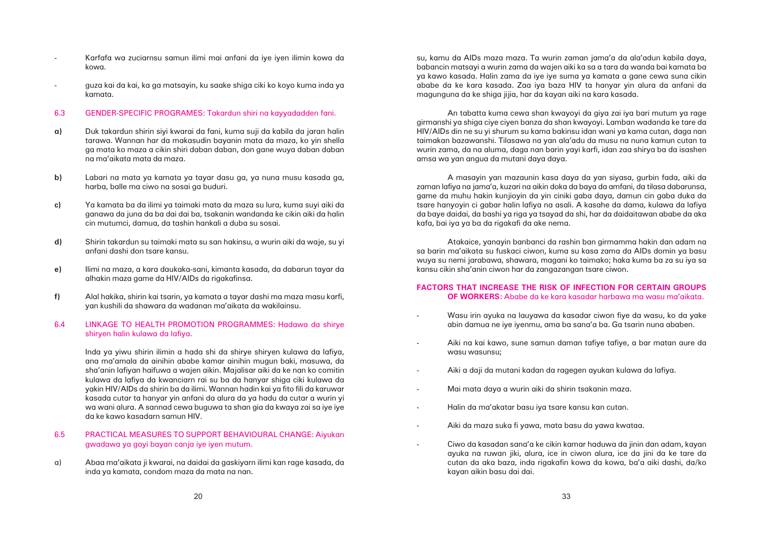- Karfafa wa zuciarnsu samun ilimi mai anfani da iye iyen ilimin kowa da kowa.

- guza kai da kai, ka ga matsayin, ku saake shiga ciki ko koyo kuma inda ya kamata.

### 6.3 GENDER-SPECIFIC PROGRAMES: Takardun shiri na kayyadadden fani.

**a)** Duk takardun shirin siyi kwarai da fani, kuma suji da kabila da jaran halin tarawa. Wannan har da makasudin bayanin mata da maza, ko yin shella ga mata ko maza a cikin shiri daban daban, don gane wuya daban daban na ma'aikata mata da maza.

**b)** Labari na mata ya kamata ya tayar dasu ga, ya nuna musu kasada ga, harba, balle ma ciwo na sosai ga buduri.

**c)** Ya kamata ba da ilimi ya taimaki mata da maza su lura, kuma suyi aiki da ganawa da juna da ba dai dai ba, tsakanin wandanda ke cikin aiki da halin cin mutumci, damua, da tashin hankali a duba su sosai.

**d)** Shirin takardun su taimaki mata su san hakinsu, a wurin aiki da waje, su yi anfani dashi don tsare kansu.

**e)** Ilimi na maza, a kara daukaka-sani, kimanta kasada, da dabarun tayar da alhakin maza game da HIV/AIDs da rigakafinsa.

**f)** Alal hakika, shirin kai tsarin, ya kamata a tayar dashi ma maza masu karfi, yan kushili da shawara da wadanan ma'aikata da wakilainsu.

### 6.4 LINKAGE TO HEALTH PROMOTION PROGRAMMES: Hadawa da shirye shiryen halin kulawa da lafiya.

Inda ya yiwu shirin ilimin a hada shi da shirye shiryen kulawa da lafiya, ana ma'amala da ainihin ababe kamar ainihin mugun baki, masuwa, da sha'anin lafiyan haifuwa a wajen aikin. Majalisar aiki da ke nan ko comitin kulawa da lafiya da kwanciarn rai su ba da hanyar shiga ciki kulawa da yakin HIV/AIDs da shirin ba da ilimi. Wannan hadin kai ya fito fili da karuwar kasada cutar ta hanyar yin anfani da alura da ya hadu da cutar a wurin yi wa wani alura. A sannad cewa buguwa ta shan gia da kwaya zai sa iye iye da ke kawo kasadarn samun HIV.

### 6.5 PRACTICAL MEASURES TO SUPPORT BEHAVIOURAL CHANGE: Aiyukan gwadawa ya goyi bayan canja iye iyen mutum.

a) Abaa ma'aikata ji kwarai, na daidai da gaskiyarn ilimi kan rage kasada, da inda ya kamata, condom maza da mata na nan.

su, kamu da AIDs maza maza. Ta wurin zaman jama'a da ala'adun kabila daya, babancin matsayi a wurin zama da wajen aiki ka sa a tara da wanda bai kamata ba ya kawo kasada. Halin zama da iye iye suma ya kamata a gane cewa suna cikin ababe da ke kara kasada. Zaa iya baza HIV ta hanyar yin alura da anfani da magunguna da ke shiga jijia, har da kayan aiki na kara kasada.

An tabatta kuma cewa shan kwayoyi da giya zai iya bari mutum ya rage girmanshi ya shiga ciye ciyen banza da shan kwayoyi. Lamban wadanda ke tare da HIV/AIDs din ne su yi shurum su kama bakinsu idan wani ya kama cutan, daga nan taimakan bazawanshi. Tilasawa na yan ala'adu da musu na nuna kamun cutan ta wurin zama, da na aluma, daga nan barin yayi karfi, idan zaa shirya ba da isashen amsa wa yan angua da mutani daya daya.

A masayin yan mazaunin kasa daya da yan siyasa, gurbin fada, aiki da zaman lafiya na jama'a, kuzari na aikin doka da baya da amfani, da tilasa dabarunsa, game da muhu hakin kunjioyin da yin ciniki gaba daya, damun cin gaba duka da tsare hanyoyin ci gabar halin lafiya na asali. A kasahe da dama, kulawa da lafiya da baye daidai, da bashi ya riga ya tsayad da shi, har da daidaitawan ababe da aka kafa, bai iya ya ba da rigakafi da ake nema.

Atakaice, yanayin banbanci da rashin ban girmamma hakin dan adam na sa barin ma'aikata su fuskaci ciwon, kuma su kasa zama da AIDs domin ya basu wuya su nemi jarabawa, shawara, magani ko taimako; haka kuma ba za su iya sa kansu cikin sha'anin ciwon har da zangazangan tsare ciwon.

### FACTORS THAT INCREASE THE RISK OF INFECTION FOR CERTAIN GROUPS OF WORKERS: Ababe da ke kara kasadar harbawa ma wasu ma'aikata.

- Wasu irin ayuka na lauyawa da kasadar ciwon fiye da wasu, ko da yake abin damua ne iye iyenmu, ama ba sana'a ba. Ga tsarin nuna ababen.

- Aiki na kai kawo, sune samun daman tafiye tafiye, a bar matan aure da wasu wasunsu;

- Aiki a daji da mutani kadan da ragegen ayukan kulawa da lafiya.

- Mai mata daya a wurin aiki da shirin tsakanin maza.

- Halin da ma'akatar basu iya tsare kansu kan cutan.

- Aiki da maza suka fi yawa, mata basu da yawa kwataa.

- Ciwo da kasadan sana'a ke cikin kamar haduwa da jinin dan adam, kayan ayuka na ruwan jiki, alura, ice in ciwon alura, ice da jini da ke tare da cutan da aka baza, inda rigakafin kowa da kowa, ba'a aiki dashi, da/ko kayan aikin basu dai dai.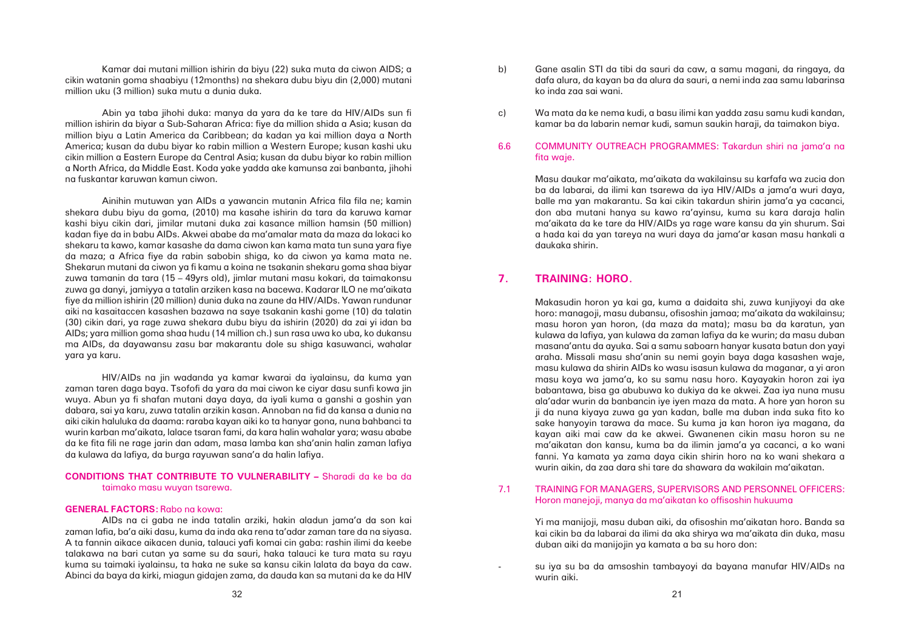Kamar dai mutani million ishirin da biyu (22) suka muta da ciwon AIDS; a cikin watanin goma shaabiyu (12months) na shekara dubu biyu din (2,000) mutani million uku (3 million) suka mutu a dunia duka.

Abin ya taba jihohi duka: manya da yara da ke tare da HIV/AIDs sun fi million ishirin da biyar a Sub-Saharan Africa: fiye da million shida a Asia; kusan da million biyu a Latin America da Caribbean; da kadan ya kai million daya a North America; kusan da dubu biyar ko rabin million a Western Europe; kusan kashi uku cikin million a Eastern Europe da Central Asia; kusan da dubu biyar ko rabin million a North Africa, da Middle East. Koda yake yadda ake kamunsa zai banbanta, jihohi na fuskantar karuwan kamun ciwon.

Ainihin mutuwan yan AIDs a yawancin mutanin Africa fila fila ne; kamin shekara dubu biyu da goma, (2010) ma kasahe ishirin da tara da karuwa kamar kashi biyu cikin dari, jimilar mutani duka zai kasance million hamsin (50 million) kadan fiye da in babu AIDs. Akwei ababe da ma'amalar mata da maza da lokaci ko shekaru ta kawo, kamar kasashe da dama ciwon kan kama mata tun suna yara fiye da maza; a Africa fiye da rabin sabobin shiga, ko da ciwon ya kama mata ne. Shekarun mutani da ciwon ya fi kamu a koina ne tsakanin shekaru goma shaa biyar zuwa tamanin da tara (15 – 49yrs old), jimlar mutani masu kokari, da taimakonsu zuwa ga danyi, jamiyya a tatalin arziken kasa na bacewa. Kadarar ILO ne ma'aikata fiye da million ishirin (20 million) dunia duka na zaune da HIV/AIDs. Yawan rundunar aiki na kasaitaccen kasashen bazawa na saye tsakanin kashi gome (10) da talatin (30) cikin dari, ya rage zuwa shekara dubu biyu da ishirin (2020) da zai yi idan ba AIDs; yara million goma shaa hudu (14 million ch.) sun rasa uwa ko uba, ko dukansu ma AIDs, da dayawansu zasu bar makarantu dole su shiga kasuwanci, wahalar yara ya karu.

HIV/AIDs na jin wadanda ya kamar kwarai da iyalainsu, da kuma yan zaman taren daga baya. Tsofofi da yara da mai ciwon ke ciyar dasu sunfi kowa jin wuya. Abun ya fi shafan mutani daya daya, da iyali kuma a ganshi a goshin yan dabara, sai ya karu, zuwa tatalin arzikin kasan. Annoban na fid da kansa a dunia na aiki cikin haluluka da daama: raraba kayan aiki ko ta hanyar gona, nuna bahbanci ta wurin karban ma'aikata, lalace tsaran fami, da kara halin wahalar yara; wasu ababe da ke fita fili ne rage jarin dan adam, masa lamba kan sha'anin halin zaman lafiya da kulawa da lafiya, da burga rayuwan sana'a da halin lafiya.

**CONDITIONS THAT CONTRIBUTE TO VULNERABILITY –** Sharadi da ke ba da taimako masu wuyan tsarewa.

**GENERAL FACTORS:** Rabo na kowa:

AIDs na ci gaba ne inda tatalin arziki, hakin aladun jama'a da son kai zaman lafia, ba'a aiki dasu, kuma da inda aka rena ta'adar zaman tare da na siyasa. A ta fannin aikace aikacen dunia, talauci yafi komai cin gaba: rashin ilimi da keebe talakawa na bari cutan ya same su da sauri, haka talauci ke tura mata su rayu kuma su taimaki iyalainsu, ta haka ne suke sa kansu cikin lalata da baya da caw. Abinci da baya da kirki, miagun gidajen zama, da dauda kan sa mutani da ke da HIV

b) Gane asalin STI da tibi da sauri da caw, a samu magani, da ringaya, da dafa alura, da kayan ba da alura da sauri, a nemi inda zaa samu labarinsa ko inda zaa sai wani.

c) Wa mata da ke nema kudi, a basu ilimi kan yadda zasu samu kudi kandan, kamar ba da labarin nemar kudi, samun saukin haraji, da taimakon biya.

## 6.6 COMMUNITY OUTREACH PROGRAMMES: Takardun shiri na jama'a na fita waje.

Masu daukar ma'aikata, ma'aikata da wakilainsu su karfafa wa zucia don ba da labarai, da ilimi kan tsarewa da iya HIV/AIDs a jama'a wuri daya, balle ma yan makarantu. Sa kai cikin takardun shirin jama'a ya cacanci, don aba mutani hanya su kawo ra'ayinsu, kuma su kara daraja halin ma'aikata da ke tare da HIV/AIDs ya rage ware kansu da yin shurum. Sai a hada kai da yan tareya na wuri daya da jama'ar kasan masu hankali a daukaka shirin.

# 7. TRAINING: HORO.

Makasudin horon ya kai ga, kuma a daidaita shi, zuwa kunjiyoyi da ake horo: managoji, masu dubansu, ofisoshin jamaa; ma'aikata da wakilainsu; masu horon yan horon, (da maza da mata); masu ba da karatun, yan kulawa da lafiya, yan kulawa da zaman lafiya da ke wurin; da masu duban masana'antu da ayuka. Sai a samu saboarn hanyar kusata batun don yayi araha. Missali masu sha'anin su nemi goyin baya daga kasashen waje, masu kulawa da shirin AIDs ko wasu isasun kulawa da maganar, a yi aron masu koya wa jama'a, ko su samu nasu horo. Kayayakin horon zai iya babantawa, bisa ga abubuwa ko dukiya da ke akwei. Zaa iya nuna musu ala'adar wurin da banbancin iye iyen maza da mata. A hore yan horon su ji da nuna kiyaya zuwa ga yan kadan, balle ma duban inda suka fito ko sake hanyoyin tarawa da mace. Su kuma ja kan horon iya magana, da kayan aiki mai caw da ke akwei. Gwanenen cikin masu horon su ne ma'aikatan don kansu, kuma ba da ilimin jama'a ya cacanci, a ko wani fanni. Ya kamata ya zama daya cikin shirin horo na ko wani shekara a wurin aikin, da zaa dara shi tare da shawara da wakilain ma'aikatan.

## 7.1 TRAINING FOR MANAGERS, SUPERVISORS AND PERSONNEL OFFICERS: Horon manejoji, manya da ma'aikatan ko offisoshin hukuuma

Yi ma manijoji, masu duban aiki, da ofisoshin ma'aikatan horo. Banda sa kai cikin ba da labarai da ilimi da aka shirya wa ma'aikata din duka, masu duban aiki da manijojin ya kamata a ba su horo don:

- su iya su ba da amsoshin tambayoyi da bayana manufar HIV/AIDs na wurin aiki.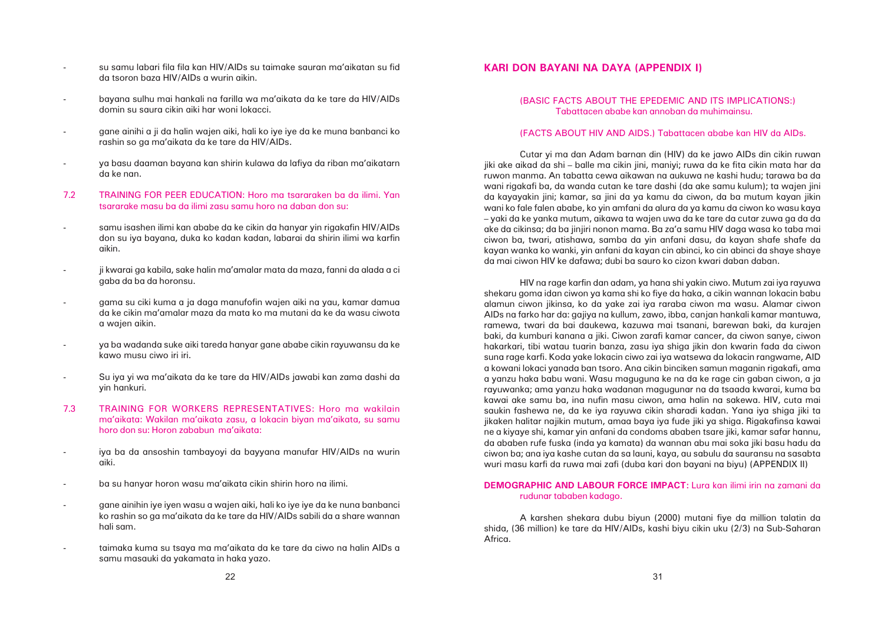- su samu labari fila fila kan HIV/AIDs su taimake sauran ma'aikatan su fid da tsoron baza HIV/AIDs a wurin aikin.

- bayana sulhu mai hankali na farilla wa ma'aikata da ke tare da HIV/AIDs domin su saura cikin aiki har woni lokacci.

- gane ainihi a ji da halin wajen aiki, hali ko iye iye da ke muna banbanci ko rashin so ga ma'aikata da ke tare da HIV/AIDs.

- ya basu daaman bayana kan shirin kulawa da lafiya da riban ma'aikatarn da ke nan.

7.2 TRAINING FOR PEER EDUCATION: Horo ma tsararaken ba da ilimi. Yan tsararake masu ba da ilimi zasu samu horo na daban don su:

- samu isashen ilimi kan ababe da ke cikin da hanyar yin rigakafin HIV/AIDs don su iya bayana, duka ko kadan kadan, labarai da shirin ilimi wa karfin aikin.

- ji kwarai ga kabila, sake halin ma'amalar mata da maza, fanni da alada a ci gaba da ba da horonsu.

- gama su ciki kuma a ja daga manufofin wajen aiki na yau, kamar damua da ke cikin ma'amalar maza da mata ko ma mutani da ke da wasu ciwota a wajen aikin.

- ya ba wadanda suke aiki tareda hanyar gane ababe cikin rayuwansu da ke kawo musu ciwo iri iri.

- Su iya yi wa ma'aikata da ke tare da HIV/AIDs jawabi kan zama dashi da yin hankuri.

7.3 TRAINING FOR WORKERS REPRESENTATIVES: Horo ma wakilain ma'aikata: Wakilan ma'aikata zasu, a lokacin biyan ma'aikata, su samu horo don su: Horon zababun ma'aikata:

- iya ba da ansoshin tambayoyi da bayyana manufar HIV/AIDs na wurin aiki.

- ba su hanyar horon wasu ma'aikata cikin shirin horo na ilimi.

- gane ainihin iye iyen wasu a wajen aiki, hali ko iye iye da ke nuna banbanci ko rashin so ga ma'aikata da ke tare da HIV/AIDs sabili da a share wannan hali sam.

- taimaka kuma su tsaya ma ma'aikata da ke tare da ciwo na halin AIDs a samu masauki da yakamata in haka yazo.

## KARI DON BAYANI NA DAYA (APPENDIX I)

(BASIC FACTS ABOUT THE EPEDEMIC AND ITS IMPLICATIONS:) Tabattacen ababe kan annoban da muhimainsu.

(FACTS ABOUT HIV AND AIDS.) Tabattacen ababe kan HIV da AIDs.

Cutar yi ma dan Adam barnan din (HIV) da ke jawo AIDs din cikin ruwan jiki ake aikad da shi – balle ma cikin jini, maniyi; ruwa da ke fita cikin mata har da ruwon manma. An tabatta cewa aikawan na aukuwa ne kashi hudu; tarawa ba da wani rigakafi ba, da wanda cutan ke tare dashi (da ake samu kulum); ta wajen jini da kayayakin jini; kamar, sa jini da ya kamu da ciwon, da ba mutum kayan jikin wani ko fale falen ababe, ko yin amfani da alura da ya kamu da ciwon ko wasu kaya – yaki da ke yanka mutum, aikawa ta wajen uwa da ke tare da cutar zuwa ga da da ake da cikinsa; da ba jinjiri nonon mama. Ba za'a samu HIV daga wasa ko taba mai ciwon ba, twari, atishawa, samba da yin anfani dasu, da kayan shafe shafe da kayan wanka ko wanki, yin anfani da kayan cin abinci, ko cin abinci da shaye shaye da mai ciwon HIV ke dafawa; dubi ba sauro ko cizon kwari daban daban.

HIV na rage karfin dan adam, ya hana shi yakin ciwo. Mutum zai iya rayuwa shekaru goma idan ciwon ya kama shi ko fiye da haka, a cikin wannan lokacin babu alamun ciwon jikinsa, ko da yake zai iya raraba ciwon ma wasu. Alamar ciwon AIDs na farko har da: gajiya na kullum, zawo, ibba, canjan hankali kamar mantuwa, ramewa, twari da bai daukewa, kazuwa mai tsanani, barewan baki, da kurajen baki, da kumburi kanana a jiki. Ciwon zarafi kamar cancer, da ciwon sanye, ciwon hakarkari, tibi watau tuarin banza, zasu iya shiga jikin don kwarin fada da ciwon suna rage karfi. Koda yake lokacin ciwo zai iya watsewa da lokacin rangwame, AID a kowani lokaci yanada ban tsoro. Ana cikin binciken samun maganin rigakafi, ama a yanzu haka babu wani. Wasu maguguna ke na da ke rage cin gaban ciwon, a ja rayuwanka; ama yanzu haka wadanan magugunar na da tsaada kwarai, kuma ba kawai ake samu ba, ina nufin masu ciwon, ama halin na sakewa. HIV, cuta mai saukin fashewa ne, da ke iya rayuwa cikin sharadi kadan. Yana iya shiga jiki ta jikaken halitar najikin mutum, amaa baya iya fude jiki ya shiga. Rigakafinsa kawai ne a kiyaye shi, kamar yin anfani da condoms ababen tsare jiki, kamar safar hannu, da ababen rufe fuska (inda ya kamata) da wannan abu mai soka jiki basu hadu da ciwon ba; ana iya kashe cutan da sa launi, kaya, au sabulu da sauransu na sasabta wuri masu karfi da ruwa mai zafi (duba kari don bayani na biyu) (APPENDIX II)

**DEMOGRAPHIC AND LABOUR FORCE IMPACT:** Lura kan ilimi irin na zamani da rudunar tababen kadago.

A karshen shekara dubu biyun (2000) mutani fiye da million talatin da shida, (36 million) ke tare da HIV/AIDs, kashi biyu cikin uku (2/3) na Sub-Saharan Africa.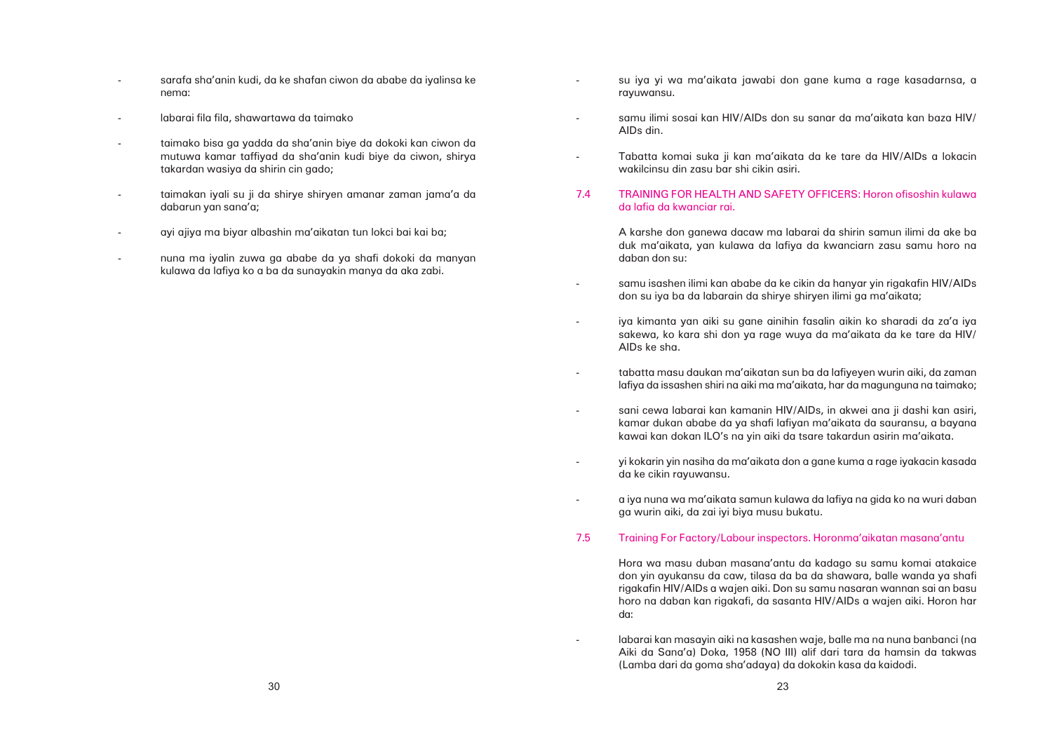- sarafa sha'anin kudi, da ke shafan ciwon da ababe da iyalinsa ke nema:

- labarai fila fila, shawartawa da taimako

- taimako bisa ga yadda da sha'anin biye da dokoki kan ciwon da mutuwa kamar taffiyad da sha'anin kudi biye da ciwon, shirya takardan wasiya da shirin cin gado;

- taimakan iyali su ji da shirye shiryen amanar zaman jama'a da dabarun yan sana'a;

- ayi ajiya ma biyar albashin ma'aikatan tun lokci bai kai ba;

- nuna ma iyalin zuwa ga ababe da ya shafi dokoki da manyan kulawa da lafiya ko a ba da sunayakin manya da aka zabi.

- su iya yi wa ma'aikata jawabi don gane kuma a rage kasadarnsa, a rayuwansu.

- samu ilimi sosai kan HIV/AIDs don su sanar da ma'aikata kan baza HIV/AIDs din.

- Tabatta komai suka ji kan ma'aikata da ke tare da HIV/AIDs a lokacin wakilcinsu din zasu bar shi cikin asiri.

## 7.4 TRAINING FOR HEALTH AND SAFETY OFFICERS: Horon ofisoshin kulawa da lafia da kwanciar rai.

A karshe don ganewa dacaw ma labarai da shirin samun ilimi da ake ba duk ma'aikata, yan kulawa da lafiya da kwanciarn zasu samu horo na daban don su:

- samu isashen ilimi kan ababe da ke cikin da hanyar yin rigakafin HIV/AIDs don su iya ba da labarain da shirye shiryen ilimi ga ma'aikata;

- iya kimanta yan aiki su gane ainihin fasalin aikin ko sharadi da za'a iya sakewa, ko kara shi don ya rage wuya da ma'aikata da ke tare da HIV/AIDs ke sha.

- tabatta masu daukan ma'aikatan sun ba da lafiyeyen wurin aiki, da zaman lafiya da issashen shiri na aiki ma ma'aikata, har da magunguna na taimako;

- sani cewa labarai kan kamanin HIV/AIDs, in akwei ana ji dashi kan asiri, kamar dukan ababe da ya shafi lafiyan ma'aikata da sauransu, a bayana kawai kan dokan ILO's na yin aiki da tsare takardun asirin ma'aikata.

- yi kokarin yin nasiha da ma'aikata don a gane kuma a rage iyakacin kasada da ke cikin rayuwansu.

- a iya nuna wa ma'aikata samun kulawa da lafiya na gida ko na wuri daban ga wurin aiki, da zai iyi biya musu bukatu.

## 7.5 Training For Factory/Labour inspectors. Horonma'aikatan masana'antu

Hora wa masu duban masana'antu da kadago su samu komai atakaice don yin ayukansu da caw, tilasa da ba da shawara, balle wanda ya shafi rigakafin HIV/AIDs a wajen aiki. Don su samu nasaran wannan sai an basu horo na daban kan rigakafi, da sasanta HIV/AIDs a wajen aiki. Horon har da:

- labarai kan masayin aiki na kasashen waje, balle ma na nuna banbanci (na Aiki da Sana'a) Doka, 1958 (NO III) alif dari tara da hamsin da takwas (Lamba dari da goma sha'adaya) da dokokin kasa da kaidodi.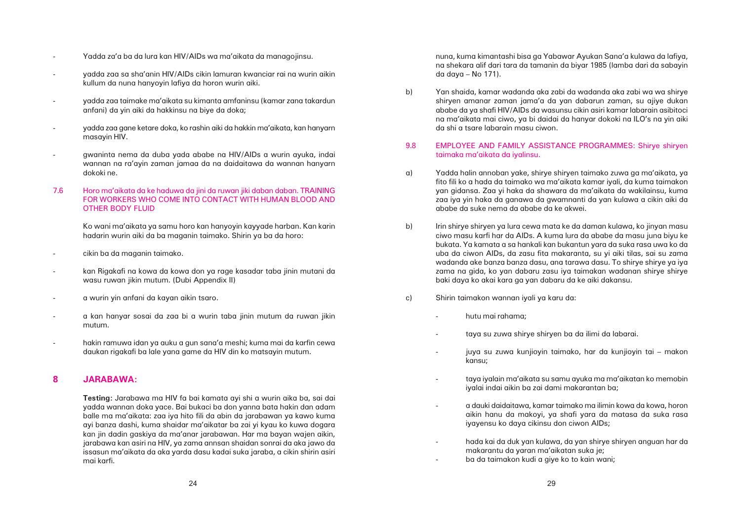- Yadda za'a ba da lura kan HIV/AIDs wa ma'aikata da managojinsu.

- yadda zaa sa sha'anin HIV/AIDs cikin lamuran kwanciar rai na wurin aikin kullum da nuna hanyoyin lafiya da horon wurin aiki.

- yadda zaa taimake ma'aikata su kimanta amfaninsu (kamar zana takardun anfani) da yin aiki da hakkinsu na biye da doka;

- yadda zaa gane ketare doka, ko rashin aiki da hakkin ma'aikata, kan hanyarn masayin HIV.

- gwaninta nema da duba yada ababe na HIV/AIDs a wurin ayuka, indai wannan na ra'ayin zaman jamaa da na daidaitawa da wannan hanyarn dokoki ne.

## 7.6 Horo ma'aikata da ke haduwa da jini da ruwan jiki daban daban. TRAINING FOR WORKERS WHO COME INTO CONTACT WITH HUMAN BLOOD AND OTHER BODY FLUID

Ko wani ma'aikata ya samu horo kan hanyoyin kayyade harban. Kan karin hadarin wurin aiki da ba maganin taimako. Shirin ya ba da horo:

- cikin ba da maganin taimako.

- kan Rigakafi na kowa da kowa don ya rage kasadar taba jinin mutani da wasu ruwan jikin mutum. (Dubi Appendix II)

- a wurin yin anfani da kayan aikin tsaro.

- a kan hanyar sosai da zaa bi a wurin taba jinin mutum da ruwan jikin mutum.

- hakin ramuwa idan ya auku a gun sana'a meshi; kuma mai da karfin cewa daukan rigakafi ba lale yana game da HIV din ko matsayin mutum.

# 8 JARABAWA:

**Testing:** Jarabawa ma HIV fa bai kamata ayi shi a wurin aika ba, sai dai yadda wannan doka yace. Bai bukaci ba don yanna bata hakin dan adam balle ma ma'aikata: zaa iya hito fili da abin da jarabawan ya kawo kuma ayi banza dashi, kuma shaidar ma'aikatar ba zai yi kyau ko kuwa dogara kan jin dadin gaskiya da ma'anar jarabawan. Har ma bayan wajen aikin, jarabawa kan asiri na HIV, ya zama annsan shaidan sonrai da aka jawo da issasun ma'aikata da aka yarda dasu kadai suka jaraba, a cikin shirin asiri mai karfi.

nuna, kuma kimantashi bisa ga Yabawar Ayukan Sana'a kulawa da lafiya, na shekara alif dari tara da tamanin da biyar 1985 (lamba dari da sabayin da daya – No 171).

b) Yan shaida, kamar wadanda aka zabi da wadanda aka zabi wa wa shirye shiryen amanar zaman jama'a da yan dabarun zaman, su ajiye dukan ababe da ya shafi HIV/AIDs da wasunsu cikin asiri kamar labarain asibitoci na ma'aikata mai ciwo, ya bi daidai da hanyar dokoki na ILO's na yin aiki da shi a tsare labarain masu ciwon.

## 9.8 EMPLOYEE AND FAMILY ASSISTANCE PROGRAMMES: Shirye shiryen taimaka ma'aikata da iyalinsu.

a) Yadda halin annoban yake, shirye shiryen taimako zuwa ga ma'aikata, ya fito fili ko a hada da taimako wa ma'aikata kamar iyali, da kuma taimakon yan gidansa. Zaa yi haka da shawara da ma'aikata da wakilainsu, kuma zaa iya yin haka da ganawa da gwamnanti da yan kulawa a cikin aiki da ababe da suke nema da ababe da ke akwei.

b) Irin shirye shiryen ya lura cewa mata ke da daman kulawa, ko jinyan masu ciwo masu karfi har da AIDs. A kuma lura da ababe da masu juna biyu ke bukata. Ya kamata a sa hankali kan bukantun yara da suka rasa uwa ko da uba da ciwon AIDs, da zasu fita makaranta, su yi aiki tilas, sai su zama wadanda ake banza banza dasu, ana tarawa dasu. To shirye shirye ya iya zama na gida, ko yan dabaru zasu iya taimakan wadanan shirye shirye baki daya ko akai kara ga yan dabaru da ke aiki dakansu.

c) Shirin taimakon wannan iyali ya karu da:

- hutu mai rahama;

- taya su zuwa shirye shiryen ba da ilimi da labarai.

- juya su zuwa kunjioyin taimako, har da kunjioyin tai – makon kansu;

- taya iyalain ma'aikata su samu ayuka ma ma'aikatan ko memobin iyalai indai aikin ba zai dami makarantan ba;

- a dauki daidaitawa, kamar taimako ma ilimin kowa da kowa, horon aikin hanu da makoyi, ya shafi yara da matasa da suka rasa iyayensu ko daya cikinsu don ciwon AIDs;

- hada kai da duk yan kulawa, da yan shirye shiryen anguan har da makarantu da yaran ma'aikatan suka je;

- ba da taimakon kudi a giye ko to kain wani;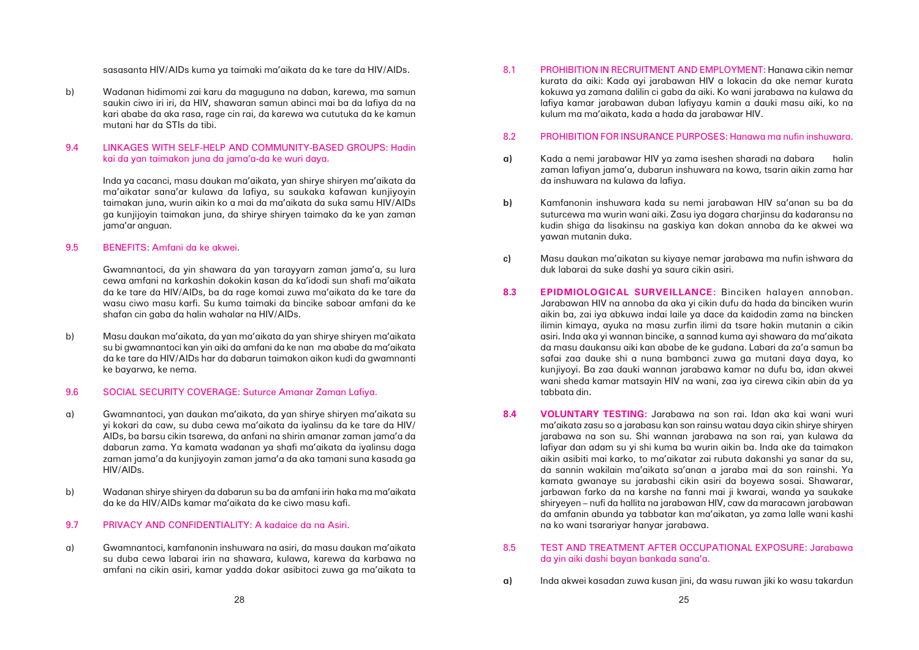sasasanta HIV/AIDs kuma ya taimaki ma'aikata da ke tare da HIV/AIDs.

b) Wadanan hidimomi zai karu da maguguna na daban, karewa, ma samun saukin ciwo iri iri, da HIV, shawaran samun abinci mai ba da lafiya da na kari ababe da aka rasa, rage cin rai, da karewa wa cututuka da ke kamun mutani har da STIs da tibi.

## 9.4 LINKAGES WITH SELF-HELP AND COMMUNITY-BASED GROUPS: Hadin kai da yan taimakon juna da jama'a-da ke wuri daya.

Inda ya cacanci, masu daukan ma'aikata, yan shirye shiryen ma'aikata da ma'aikatar sana'ar kulawa da lafiya, su saukaka kafawan kunjiyoyin taimakan juna, wurin aikin ko a mai da ma'aikata da suka samu HIV/AIDs ga kunjijoyin taimakan juna, da shirye shiryen taimako da ke yan zaman jama'ar anguan.

## 9.5 BENEFITS: Amfani da ke akwei.

Gwamnantoci, da yin shawara da yan tarayyarn zaman jama'a, su lura cewa amfani na karkashin dokokin kasan da ka'idodi sun shafi ma'aikata da ke tare da HIV/AIDs, ba da rage komai zuwa ma'aikata da ke tare da wasu ciwo masu karfi. Su kuma taimaki da bincike saboar amfani da ke shafan cin gaba da halin wahalar na HIV/AIDs.

b) Masu daukan ma'aikata, da yan ma'aikata da yan shirye shiryen ma'aikata su bi gwamnantoci kan yin aiki da amfani da ke nan ma ababe da ma'aikata da ke tare da HIV/AIDs har da dabarun taimakon aikon kudi da gwamnanti ke bayarwa, ke nema.

## 9.6 SOCIAL SECURITY COVERAGE: Suturce Amanar Zaman Lafiya.

a) Gwamnantoci, yan daukan ma'aikata, da yan shirye shiryen ma'aikata su yi kokari da caw, su duba cewa ma'aikata da iyalinsu da ke tare da HIV/AIDs, ba barsu cikin tsarewa, da anfani na shirin amanar zaman jama'a da dabarun zama. Ya kamata wadanan ya shafi ma'aikata da iyalinsu daga zaman jama'a da kunjiyoyin zaman jama'a da aka tamani suna kasada ga HIV/AIDs.

b) Wadanan shirye shiryen da dabarun su ba da amfani irin haka ma ma'aikata da ke da HIV/AIDs kamar ma'aikata da ke ciwo masu kafi.

## 9.7 PRIVACY AND CONFIDENTIALITY: A kadaice da na Asiri.

a) Gwamnantoci, kamfanonin inshuwara na asiri, da masu daukan ma'aikata su duba cewa labarai irin na shawara, kulawa, karewa da karbawa na amfani na cikin asiri, kamar yadda dokar asibitoci zuwa ga ma'aikata ta

## 8.1 PROHIBITION IN RECRUITMENT AND EMPLOYMENT: Hanawa cikin nemar kurata da aiki:

Kada ayi jarabawan HIV a lokacin da ake nemar kurata kokuwa ya zamana dalilin ci gaba da aiki. Ko wani jarabawa na kulawa da lafiya kamar jarabawan duban lafiyayu kamin a dauki masu aiki, ko na kulum ma ma'aikata, kada a hada da jarabawar HIV.

## 8.2 PROHIBITION FOR INSURANCE PURPOSES: Hanawa ma nufin inshuwara.

**a)** Kada a nemi jarabawar HIV ya zama iseshen sharadi na dabara halin zaman lafiyan jama'a, dubarun inshuwara na kowa, tsarin aikin zama har da inshuwara na kulawa da lafiya.

**b)** Kamfanonin inshuwara kada su nemi jarabawan HIV sa'anan su ba da suturcewa ma wurin wani aiki. Zasu iya dogara charjinsu da kadaransu na kudin shiga da lisakinsu na gaskiya kan dokan annoba da ke akwei wa yawan mutanin duka.

**c)** Masu daukan ma'aikatan su kiyaye nemar jarabawa ma nufin ishwara da duk labarai da suke dashi ya saura cikin asiri.

**8.3 EPIDMIOLOGICAL SURVEILLANCE:** Binciken halayen annoban. Jarabawan HIV na annoba da aka yi cikin dufu da hada da binciken wurin aikin ba, zai iya abkuwa indai laile ya dace da kaidodin zama na bincken ilimin kimaya, ayuka na masu zurfin ilimi da tsare hakin mutanin a cikin asiri. Inda aka yi wannan bincike, a sannad kuma ayi shawara da ma'aikata da masu daukansu aiki kan ababe de ke gudana. Labari da za'a samun ba safai zaa dauke shi a nuna bambanci zuwa ga mutani daya daya, ko kunjiyoyi. Ba zaa dauki wannan jarabawa kamar na dufu ba, idan akwei wani sheda kamar matsayin HIV na wani, zaa iya cirewa cikin abin da ya tabbata din.

**8.4 VOLUNTARY TESTING:** Jarabawa na son rai. Idan aka kai wani wuri ma'aikata zasu so a jarabasu kan son rainsu watau daya cikin shirye shiryen jarabawa na son su. Shi wannan jarabawa na son rai, yan kulawa da lafiyar dan adam su yi shi kuma ba wurin aikin ba. Inda ake da taimakon aikin asibiti mai karko, to ma'aikatar zai rubuta dakanshi ya sanar da su, da sannin wakilain ma'aikata sa'anan a jaraba mai da son rainshi. Ya kamata gwanaye su jarabashi cikin asiri da boyewa sosai. Shawarar, jarbawan farko da na karshe na fanni mai ji kwarai, wanda ya saukake shiryeyen – nufi da hallita na jarabawan HIV, caw da maracawn jarabawan da amfanin abunda ya tabbatar kan ma'aikatan, ya zama lalle wani kashi na ko wani tsarariyar hanyar jarabawa.

## 8.5 TEST AND TREATMENT AFTER OCCUPATIONAL EXPOSURE: Jarabawa da yin aiki dashi bayan bankada sana'a.

**a)** Inda akwei kasadan zuwa kusan jini, da wasu ruwan jiki ko wasu takardun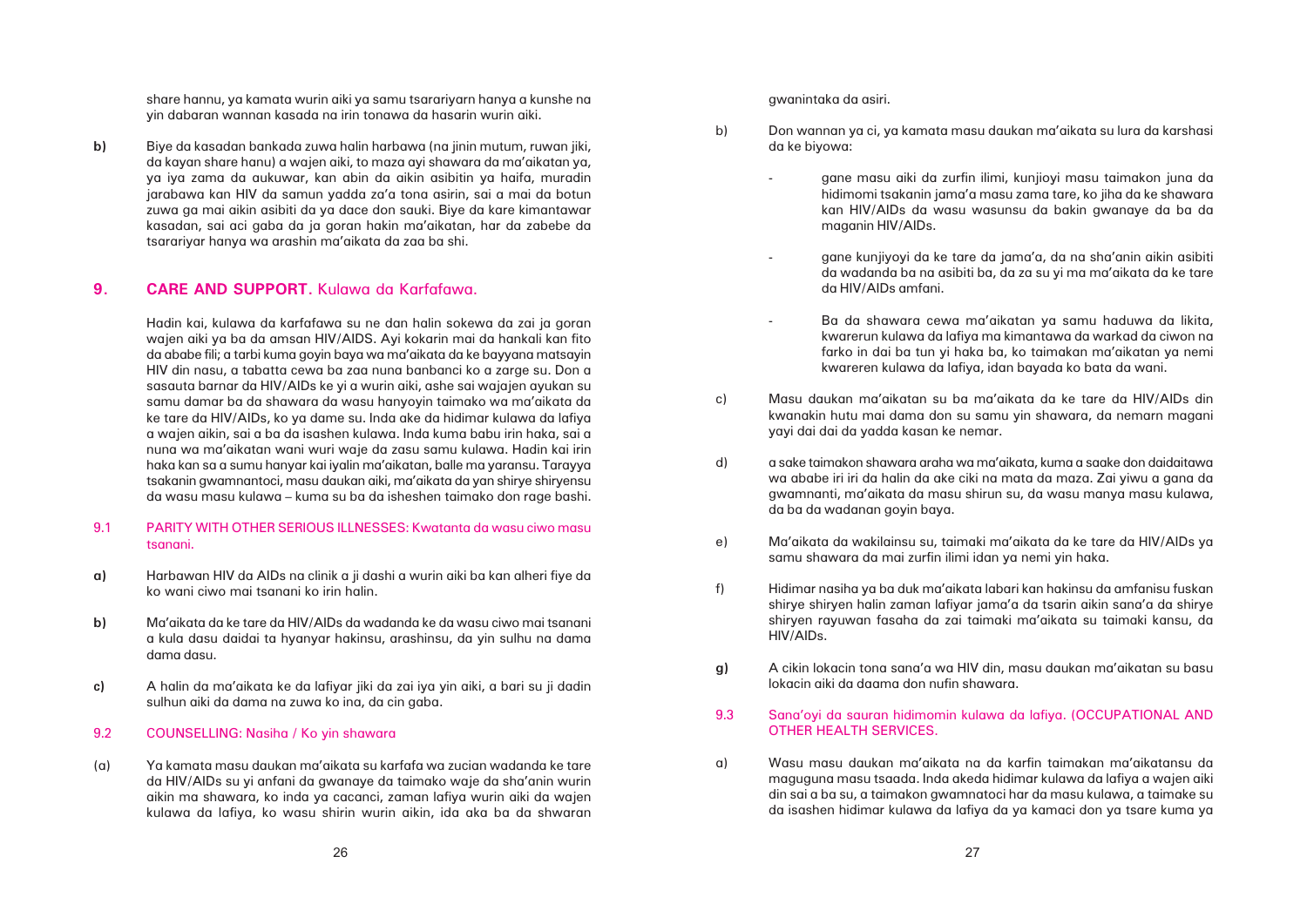share hannu, ya kamata wurin aiki ya samu tsarariyarn hanya a kunshe na yin dabaran wannan kasada na irin tonawa da hasarin wurin aiki.

**b)** Biye da kasadan bankada zuwa halin harbawa (na jinin mutum, ruwan jiki, da kayan share hanu) a wajen aiki, to maza ayi shawara da ma'aikatan ya, ya iya zama da aukuwar, kan abin da aikin asibitin ya haifa, muradin jarabawa kan HIV da samun yadda za'a tona asirin, sai a mai da botun zuwa ga mai aikin asibiti da ya dace don sauki. Biye da kare kimantawar kasadan, sai aci gaba da ja goran hakin ma'aikatan, har da zabebe da tsarariyar hanya wa arashin ma'aikata da zaa ba shi.

## 9. CARE AND SUPPORT. Kulawa da Karfafawa.

Hadin kai, kulawa da karfafawa su ne dan halin sokewa da zai ja goran wajen aiki ya ba da amsan HIV/AIDS. Ayi kokarin mai da hankali kan fito da ababe fili; a tarbi kuma goyin baya wa ma'aikata da ke bayyana matsayin HIV din nasu, a tabatta cewa ba zaa nuna banbanci ko a zarge su. Don a sasauta barnar da HIV/AIDs ke yi a wurin aiki, ashe sai wajajen ayukan su samu damar ba da shawara da wasu hanyoyin taimako wa ma'aikata da ke tare da HIV/AIDs, ko ya dame su. Inda ake da hidimar kulawa da lafiya a wajen aikin, sai a ba da isashen kulawa. Inda kuma babu irin haka, sai a nuna wa ma'aikatan wani wuri waje da zasu samu kulawa. Hadin kai irin haka kan sa a sumu hanyar kai iyalin ma'aikatan, balle ma yaransu. Tarayya tsakanin gwamnantoci, masu daukan aiki, ma'aikata da yan shirye shiryensu da wasu masu kulawa – kuma su ba da isheshen taimako don rage bashi.

### 9.1 PARITY WITH OTHER SERIOUS ILLNESSES: Kwatanta da wasu ciwo masu tsanani.

**a)** Harbawan HIV da AIDs na clinik a ji dashi a wurin aiki ba kan alheri fiye da ko wani ciwo mai tsanani ko irin halin.

**b)** Ma'aikata da ke tare da HIV/AIDs da wadanda ke da wasu ciwo mai tsanani a kula dasu daidai ta hyanyar hakinsu, arashinsu, da yin sulhu na dama dama dasu.

**c)** A halin da ma'aikata ke da lafiyar jiki da zai iya yin aiki, a bari su ji dadin sulhun aiki da dama na zuwa ko ina, da cin gaba.

### 9.2 COUNSELLING: Nasiha / Ko yin shawara

(a) Ya kamata masu daukan ma'aikata su karfafa wa zucian wadanda ke tare da HIV/AIDs su yi anfani da gwanaye da taimako waje da sha'anin wurin aikin ma shawara, ko inda ya cacanci, zaman lafiya wurin aiki da wajen kulawa da lafiya, ko wasu shirin wurin aikin, ida aka ba da shwaran gwanintaka da asiri.

b) Don wannan ya ci, ya kamata masu daukan ma'aikata su lura da karshasi da ke biyowa:

- gane masu aiki da zurfin ilimi, kunjioyi masu taimakon juna da hidimomi tsakanin jama'a masu zama tare, ko jiha da ke shawara kan HIV/AIDs da wasu wasunsu da bakin gwanaye da ba da maganin HIV/AIDs.
- gane kunjiyoyi da ke tare da jama'a, da na sha'anin aikin asibiti da wadanda ba na asibiti ba, da za su yi ma ma'aikata da ke tare da HIV/AIDs amfani.
- Ba da shawara cewa ma'aikatan ya samu haduwa da likita, kwarerun kulawa da lafiya ma kimantawa da warkad da ciwon na farko in dai ba tun yi haka ba, ko taimakan ma'aikatan ya nemi kwareren kulawa da lafiya, idan bayada ko bata da wani.

c) Masu daukan ma'aikatan su ba ma'aikata da ke tare da HIV/AIDs din kwanakin hutu mai dama don su samu yin shawara, da nemarn magani yayi dai dai da yadda kasan ke nemar.

d) a sake taimakon shawara araha wa ma'aikata, kuma a saake don daidaitawa wa ababe iri iri da halin da ake ciki na mata da maza. Zai yiwu a gana da gwamnanti, ma'aikata da masu shirun su, da wasu manya masu kulawa, da ba da wadanan goyin baya.

e) Ma'aikata da wakilainsu su, taimaki ma'aikata da ke tare da HIV/AIDs ya samu shawara da mai zurfin ilimi idan ya nemi yin haka.

f) Hidimar nasiha ya ba duk ma'aikata labari kan hakinsu da amfanisu fuskan shirye shiryen halin zaman lafiyar jama'a da tsarin aikin sana'a da shirye shiryen rayuwan fasaha da zai taimaki ma'aikata su taimaki kansu, da HIV/AIDs.

**g)** A cikin lokacin tona sana'a wa HIV din, masu daukan ma'aikatan su basu lokacin aiki da daama don nufin shawara.

### 9.3 Sana'oyi da sauran hidimomin kulawa da lafiya. (OCCUPATIONAL AND OTHER HEALTH SERVICES.

a) Wasu masu daukan ma'aikata na da karfin taimakan ma'aikatansu da maguguna masu tsaada. Inda akeda hidimar kulawa da lafiya a wajen aiki din sai a ba su, a taimakon gwamnatoci har da masu kulawa, a taimake su da isashen hidimar kulawa da lafiya da ya kamaci don ya tsare kuma ya